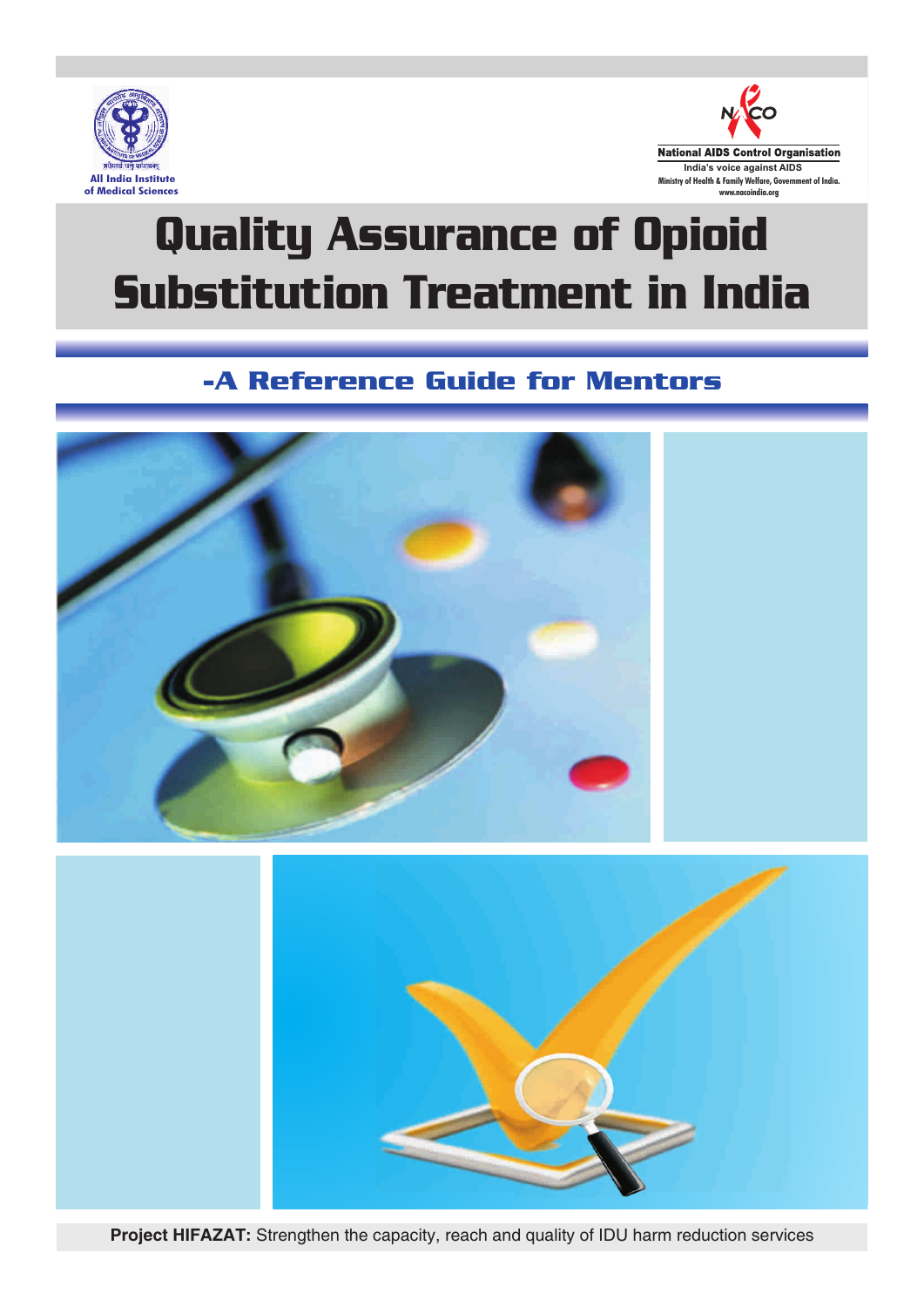All India Institute of Medical Sciences

National AIDS Control Organisation
India's voice against AIDS
Ministry of Health & Family Welfare, Government of India.
www.nacoindia.org

# Quality Assurance of Opioid Substitution Treatment in India

## -A Reference Guide for Mentors

**Project HIFAZAT:** Strengthen the capacity, reach and quality of IDU harm reduction services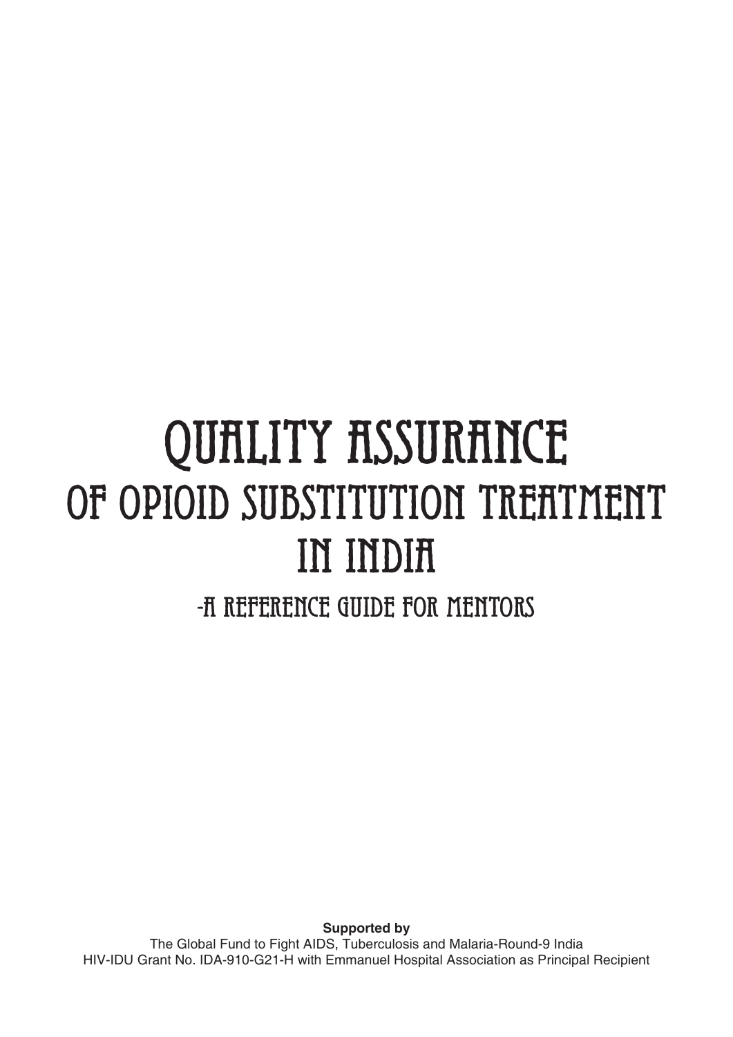# QUALITY ASSURANCE
## OF OPIOID SUBSTITUTION TREATMENT IN INDIA

### -A REFERENCE GUIDE FOR MENTORS

**Supported by**

The Global Fund to Fight AIDS, Tuberculosis and Malaria-Round-9 India
HIV-IDU Grant No. IDA-910-G21-H with Emmanuel Hospital Association as Principal Recipient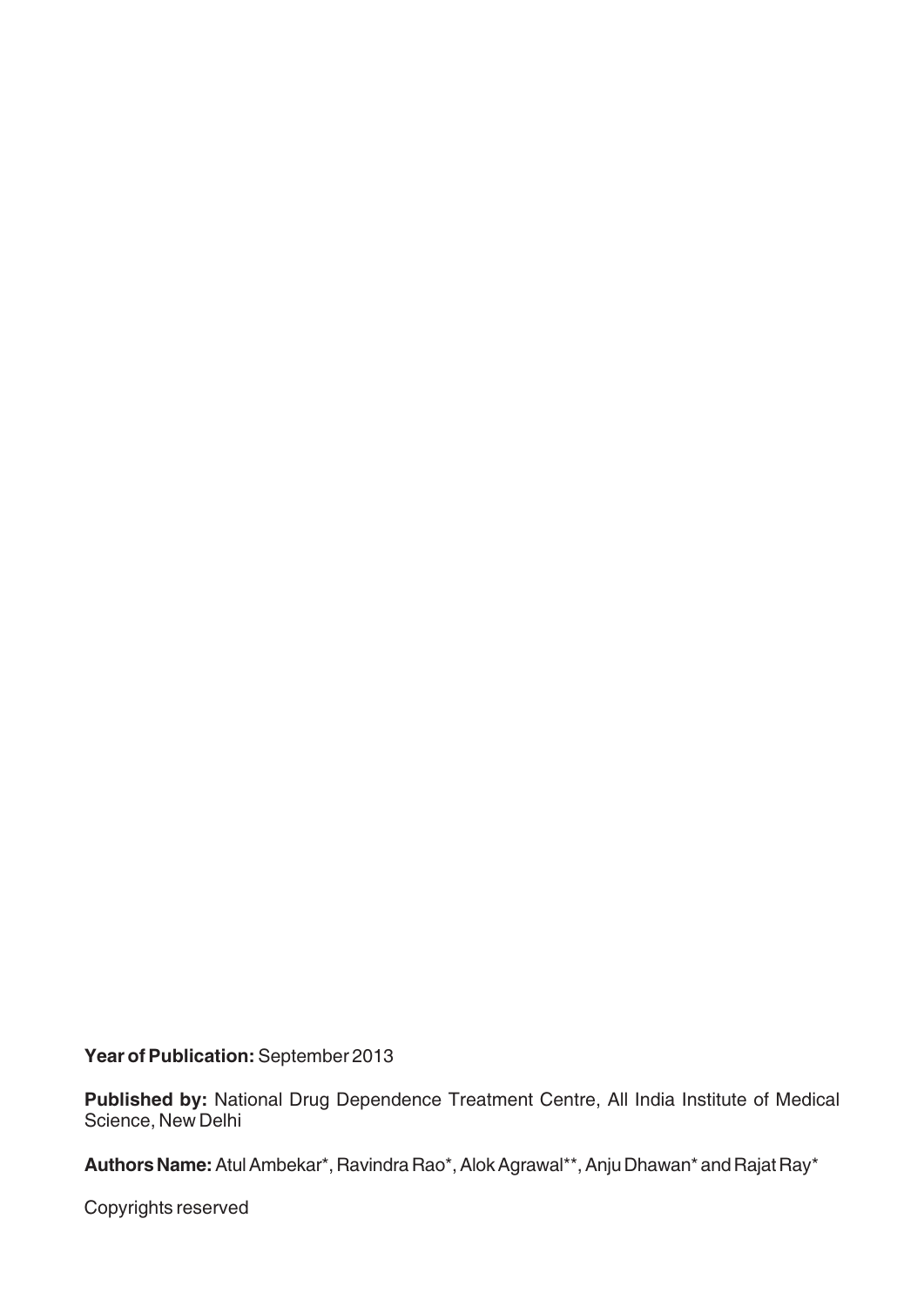**Year of Publication:** September 2013

**Published by:** National Drug Dependence Treatment Centre, All India Institute of Medical Science, New Delhi

**Authors Name:** Atul Ambekar*, Ravindra Rao*, Alok Agrawal**, Anju Dhawan* and Rajat Ray*

Copyrights reserved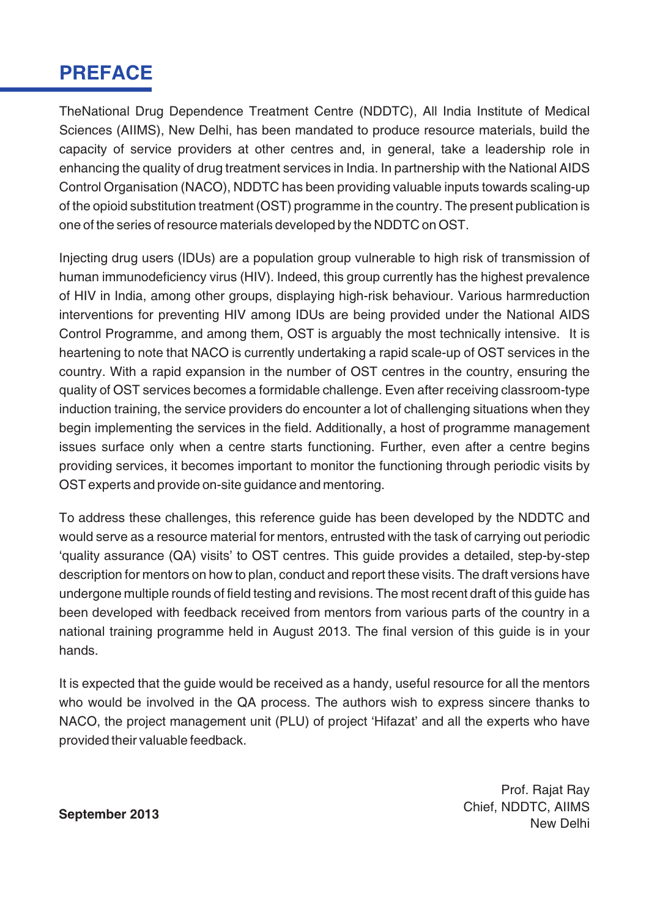# PREFACE

TheNational Drug Dependence Treatment Centre (NDDTC), All India Institute of Medical Sciences (AIIMS), New Delhi, has been mandated to produce resource materials, build the capacity of service providers at other centres and, in general, take a leadership role in enhancing the quality of drug treatment services in India. In partnership with the National AIDS Control Organisation (NACO), NDDTC has been providing valuable inputs towards scaling-up of the opioid substitution treatment (OST) programme in the country. The present publication is one of the series of resource materials developed by the NDDTC on OST.

Injecting drug users (IDUs) are a population group vulnerable to high risk of transmission of human immunodeficiency virus (HIV). Indeed, this group currently has the highest prevalence of HIV in India, among other groups, displaying high-risk behaviour. Various harmreduction interventions for preventing HIV among IDUs are being provided under the National AIDS Control Programme, and among them, OST is arguably the most technically intensive. It is heartening to note that NACO is currently undertaking a rapid scale-up of OST services in the country. With a rapid expansion in the number of OST centres in the country, ensuring the quality of OST services becomes a formidable challenge. Even after receiving classroom-type induction training, the service providers do encounter a lot of challenging situations when they begin implementing the services in the field. Additionally, a host of programme management issues surface only when a centre starts functioning. Further, even after a centre begins providing services, it becomes important to monitor the functioning through periodic visits by OST experts and provide on-site guidance and mentoring.

To address these challenges, this reference guide has been developed by the NDDTC and would serve as a resource material for mentors, entrusted with the task of carrying out periodic 'quality assurance (QA) visits' to OST centres. This guide provides a detailed, step-by-step description for mentors on how to plan, conduct and report these visits. The draft versions have undergone multiple rounds of field testing and revisions. The most recent draft of this guide has been developed with feedback received from mentors from various parts of the country in a national training programme held in August 2013. The final version of this guide is in your hands.

It is expected that the guide would be received as a handy, useful resource for all the mentors who would be involved in the QA process. The authors wish to express sincere thanks to NACO, the project management unit (PLU) of project 'Hifazat' and all the experts who have provided their valuable feedback.

**September 2013**

Prof. Rajat Ray
Chief, NDDTC, AIIMS
New Delhi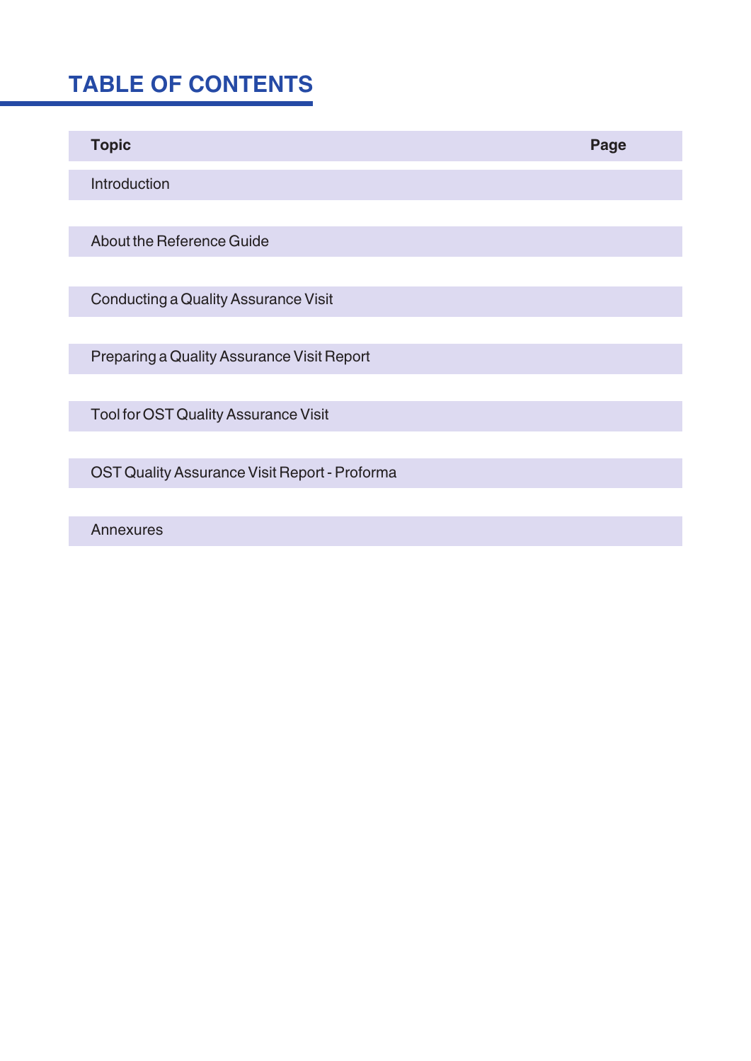# TABLE OF CONTENTS

| Topic | Page |
|---|---|
| Introduction | |
| About the Reference Guide | |
| Conducting a Quality Assurance Visit | |
| Preparing a Quality Assurance Visit Report | |
| Tool for OST Quality Assurance Visit | |
| OST Quality Assurance Visit Report - Proforma | |
| Annexures | |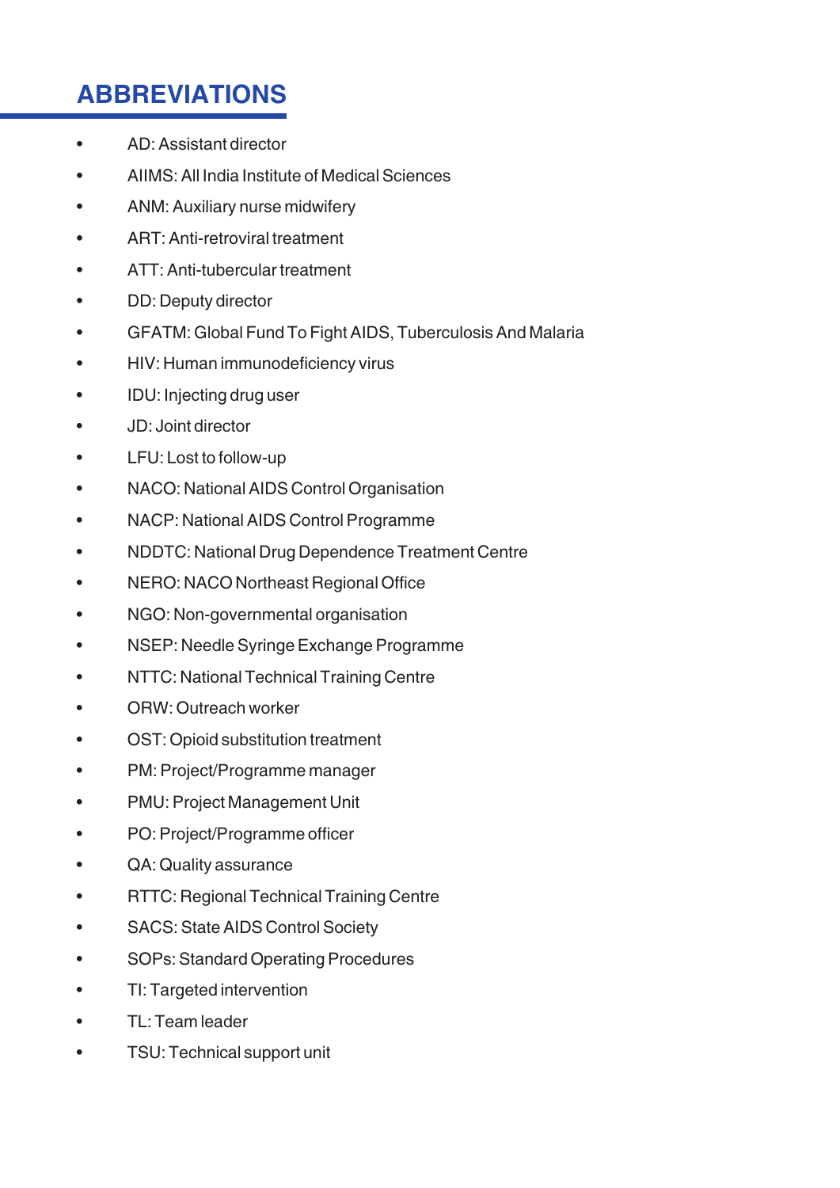# ABBREVIATIONS

- AD: Assistant director
- AIIMS: All India Institute of Medical Sciences
- ANM: Auxiliary nurse midwifery
- ART: Anti-retroviral treatment
- ATT: Anti-tubercular treatment
- DD: Deputy director
- GFATM: Global Fund To Fight AIDS, Tuberculosis And Malaria
- HIV: Human immunodeficiency virus
- IDU: Injecting drug user
- JD: Joint director
- LFU: Lost to follow-up
- NACO: National AIDS Control Organisation
- NACP: National AIDS Control Programme
- NDDTC: National Drug Dependence Treatment Centre
- NERO: NACO Northeast Regional Office
- NGO: Non-governmental organisation
- NSEP: Needle Syringe Exchange Programme
- NTTC: National Technical Training Centre
- ORW: Outreach worker
- OST: Opioid substitution treatment
- PM: Project/Programme manager
- PMU: Project Management Unit
- PO: Project/Programme officer
- QA: Quality assurance
- RTTC: Regional Technical Training Centre
- SACS: State AIDS Control Society
- SOPs: Standard Operating Procedures
- TI: Targeted intervention
- TL: Team leader
- TSU: Technical support unit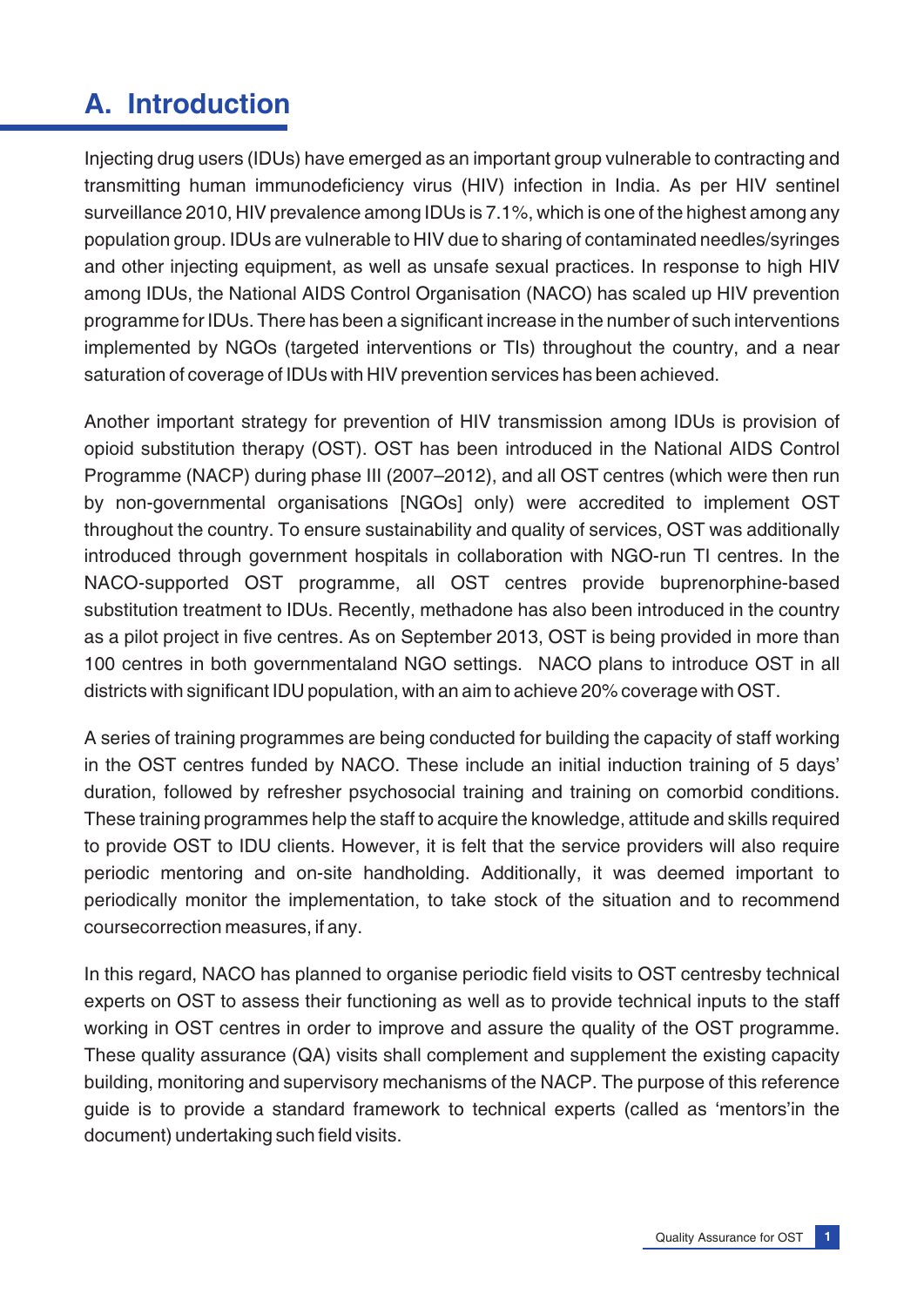# A. Introduction

Injecting drug users (IDUs) have emerged as an important group vulnerable to contracting and transmitting human immunodeficiency virus (HIV) infection in India. As per HIV sentinel surveillance 2010, HIV prevalence among IDUs is 7.1%, which is one of the highest among any population group. IDUs are vulnerable to HIV due to sharing of contaminated needles/syringes and other injecting equipment, as well as unsafe sexual practices. In response to high HIV among IDUs, the National AIDS Control Organisation (NACO) has scaled up HIV prevention programme for IDUs. There has been a significant increase in the number of such interventions implemented by NGOs (targeted interventions or TIs) throughout the country, and a near saturation of coverage of IDUs with HIV prevention services has been achieved.

Another important strategy for prevention of HIV transmission among IDUs is provision of opioid substitution therapy (OST). OST has been introduced in the National AIDS Control Programme (NACP) during phase III (2007–2012), and all OST centres (which were then run by non-governmental organisations [NGOs] only) were accredited to implement OST throughout the country. To ensure sustainability and quality of services, OST was additionally introduced through government hospitals in collaboration with NGO-run TI centres. In the NACO-supported OST programme, all OST centres provide buprenorphine-based substitution treatment to IDUs. Recently, methadone has also been introduced in the country as a pilot project in five centres. As on September 2013, OST is being provided in more than 100 centres in both governmentaland NGO settings. NACO plans to introduce OST in all districts with significant IDU population, with an aim to achieve 20% coverage with OST.

A series of training programmes are being conducted for building the capacity of staff working in the OST centres funded by NACO. These include an initial induction training of 5 days' duration, followed by refresher psychosocial training and training on comorbid conditions. These training programmes help the staff to acquire the knowledge, attitude and skills required to provide OST to IDU clients. However, it is felt that the service providers will also require periodic mentoring and on-site handholding. Additionally, it was deemed important to periodically monitor the implementation, to take stock of the situation and to recommend coursecorrection measures, if any.

In this regard, NACO has planned to organise periodic field visits to OST centresby technical experts on OST to assess their functioning as well as to provide technical inputs to the staff working in OST centres in order to improve and assure the quality of the OST programme. These quality assurance (QA) visits shall complement and supplement the existing capacity building, monitoring and supervisory mechanisms of the NACP. The purpose of this reference guide is to provide a standard framework to technical experts (called as 'mentors'in the document) undertaking such field visits.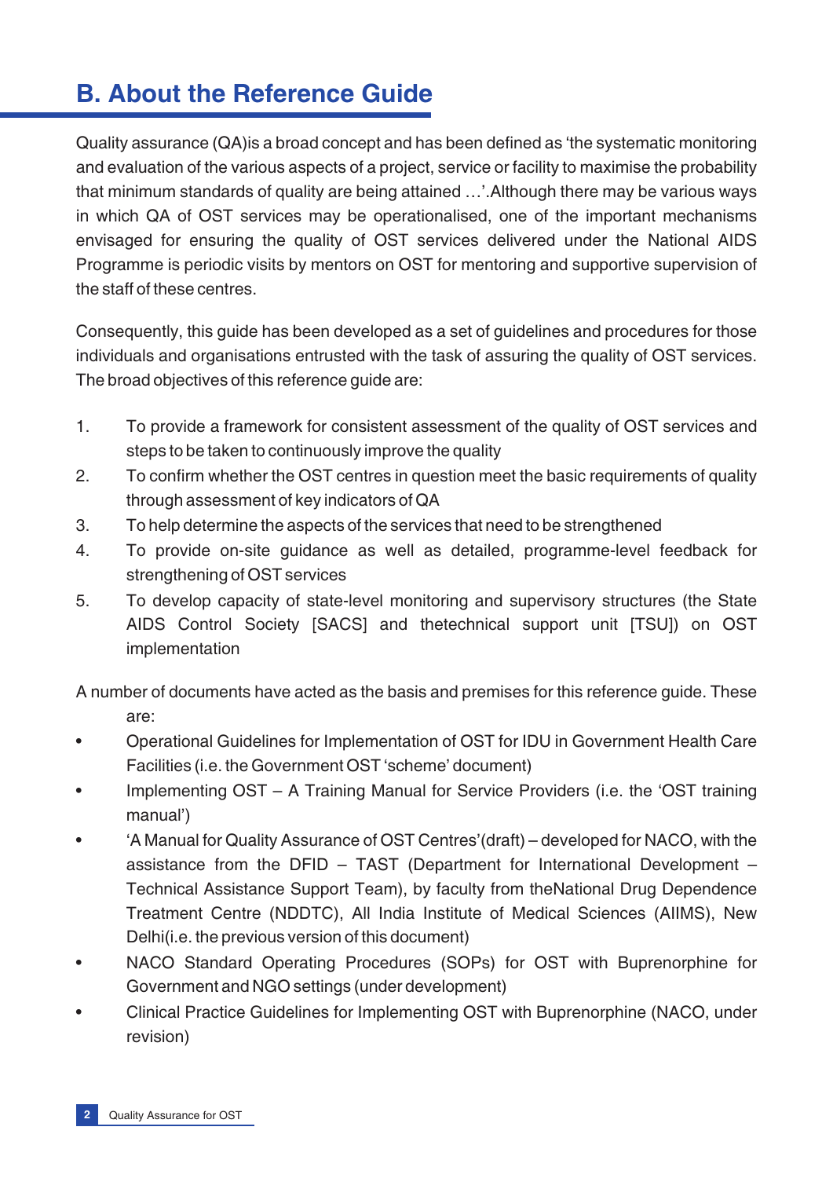## B. About the Reference Guide

Quality assurance (QA)is a broad concept and has been defined as 'the systematic monitoring and evaluation of the various aspects of a project, service or facility to maximise the probability that minimum standards of quality are being attained …'.Although there may be various ways in which QA of OST services may be operationalised, one of the important mechanisms envisaged for ensuring the quality of OST services delivered under the National AIDS Programme is periodic visits by mentors on OST for mentoring and supportive supervision of the staff of these centres.

Consequently, this guide has been developed as a set of guidelines and procedures for those individuals and organisations entrusted with the task of assuring the quality of OST services. The broad objectives of this reference guide are:

1. To provide a framework for consistent assessment of the quality of OST services and steps to be taken to continuously improve the quality
2. To confirm whether the OST centres in question meet the basic requirements of quality through assessment of key indicators of QA
3. To help determine the aspects of the services that need to be strengthened
4. To provide on-site guidance as well as detailed, programme-level feedback for strengthening of OST services
5. To develop capacity of state-level monitoring and supervisory structures (the State AIDS Control Society [SACS] and thetechnical support unit [TSU]) on OST implementation

A number of documents have acted as the basis and premises for this reference guide. These are:

- Operational Guidelines for Implementation of OST for IDU in Government Health Care Facilities (i.e. the Government OST 'scheme' document)
- Implementing OST – A Training Manual for Service Providers (i.e. the 'OST training manual')
- 'A Manual for Quality Assurance of OST Centres'(draft) – developed for NACO, with the assistance from the DFID – TAST (Department for International Development – Technical Assistance Support Team), by faculty from theNational Drug Dependence Treatment Centre (NDDTC), All India Institute of Medical Sciences (AIIMS), New Delhi(i.e. the previous version of this document)
- NACO Standard Operating Procedures (SOPs) for OST with Buprenorphine for Government and NGO settings (under development)
- Clinical Practice Guidelines for Implementing OST with Buprenorphine (NACO, under revision)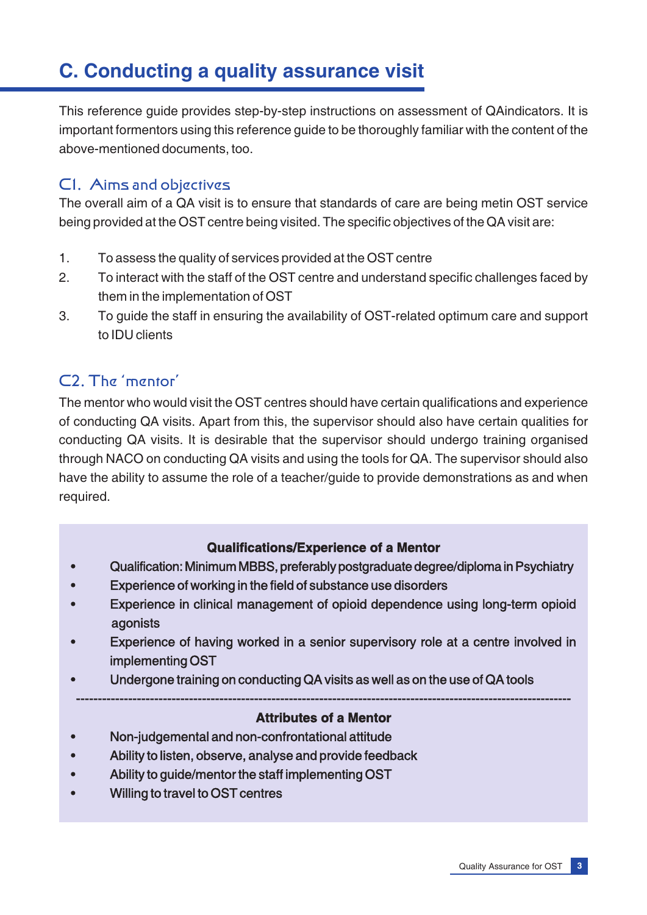# C. Conducting a quality assurance visit

This reference guide provides step-by-step instructions on assessment of QAindicators. It is important formentors using this reference guide to be thoroughly familiar with the content of the above-mentioned documents, too.

## C1. Aims and objectives

The overall aim of a QA visit is to ensure that standards of care are being metin OST service being provided at the OST centre being visited. The specific objectives of the QA visit are:

1. To assess the quality of services provided at the OST centre
2. To interact with the staff of the OST centre and understand specific challenges faced by them in the implementation of OST
3. To guide the staff in ensuring the availability of OST-related optimum care and support to IDU clients

## C2. The 'mentor'

The mentor who would visit the OST centres should have certain qualifications and experience of conducting QA visits. Apart from this, the supervisor should also have certain qualities for conducting QA visits. It is desirable that the supervisor should undergo training organised through NACO on conducting QA visits and using the tools for QA. The supervisor should also have the ability to assume the role of a teacher/guide to provide demonstrations as and when required.

**Qualifications/Experience of a Mentor**

- Qualification: Minimum MBBS, preferably postgraduate degree/diploma in Psychiatry
- Experience of working in the field of substance use disorders
- Experience in clinical management of opioid dependence using long-term opioid agonists
- Experience of having worked in a senior supervisory role at a centre involved in implementing OST
- Undergone training on conducting QA visits as well as on the use of QA tools

---

**Attributes of a Mentor**

- Non-judgemental and non-confrontational attitude
- Ability to listen, observe, analyse and provide feedback
- Ability to guide/mentor the staff implementing OST
- Willing to travel to OST centres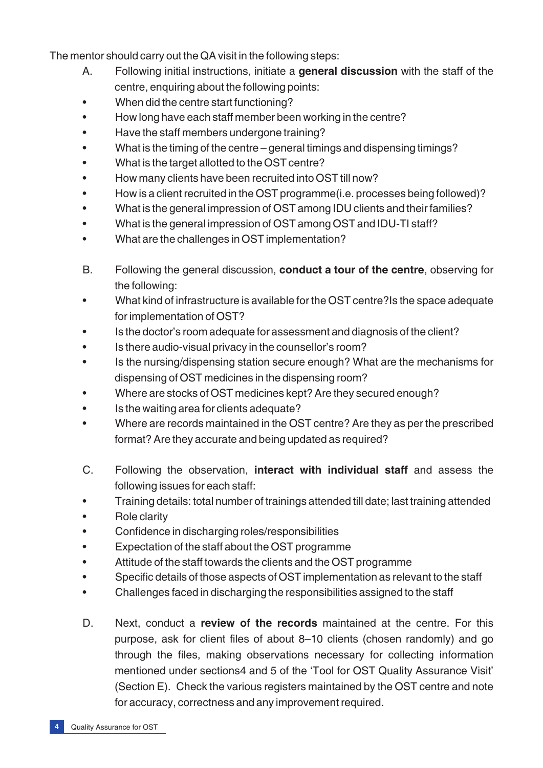The mentor should carry out the QA visit in the following steps:

A. Following initial instructions, initiate a **general discussion** with the staff of the centre, enquiring about the following points:

- When did the centre start functioning?
- How long have each staff member been working in the centre?
- Have the staff members undergone training?
- What is the timing of the centre – general timings and dispensing timings?
- What is the target allotted to the OST centre?
- How many clients have been recruited into OST till now?
- How is a client recruited in the OST programme(i.e. processes being followed)?
- What is the general impression of OST among IDU clients and their families?
- What is the general impression of OST among OST and IDU-TI staff?
- What are the challenges in OST implementation?

B. Following the general discussion, **conduct a tour of the centre**, observing for the following:

- What kind of infrastructure is available for the OST centre?Is the space adequate for implementation of OST?
- Is the doctor's room adequate for assessment and diagnosis of the client?
- Is there audio-visual privacy in the counsellor's room?
- Is the nursing/dispensing station secure enough? What are the mechanisms for dispensing of OST medicines in the dispensing room?
- Where are stocks of OST medicines kept? Are they secured enough?
- Is the waiting area for clients adequate?
- Where are records maintained in the OST centre? Are they as per the prescribed format? Are they accurate and being updated as required?

C. Following the observation, **interact with individual staff** and assess the following issues for each staff:

- Training details: total number of trainings attended till date; last training attended
- Role clarity
- Confidence in discharging roles/responsibilities
- Expectation of the staff about the OST programme
- Attitude of the staff towards the clients and the OST programme
- Specific details of those aspects of OST implementation as relevant to the staff
- Challenges faced in discharging the responsibilities assigned to the staff

D. Next, conduct a **review of the records** maintained at the centre. For this purpose, ask for client files of about 8–10 clients (chosen randomly) and go through the files, making observations necessary for collecting information mentioned under sections4 and 5 of the 'Tool for OST Quality Assurance Visit' (Section E). Check the various registers maintained by the OST centre and note for accuracy, correctness and any improvement required.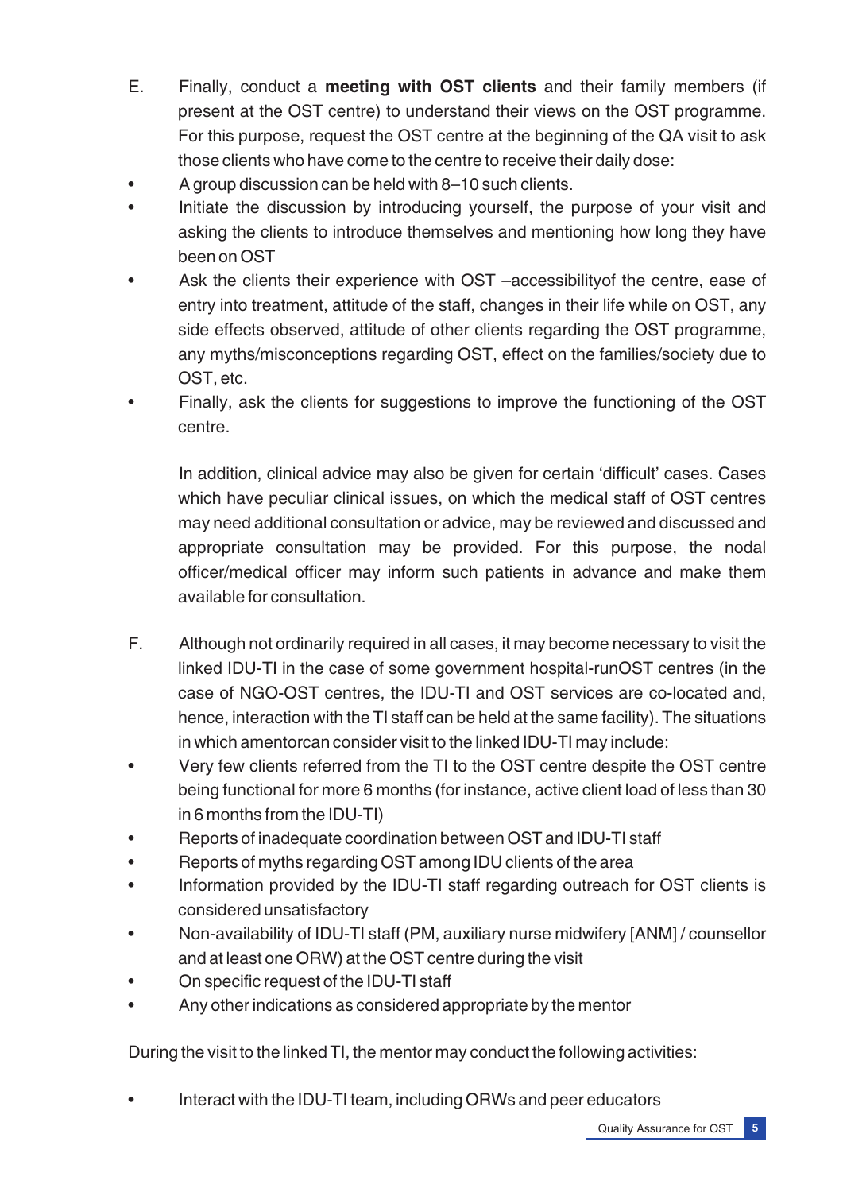E. Finally, conduct a **meeting with OST clients** and their family members (if present at the OST centre) to understand their views on the OST programme. For this purpose, request the OST centre at the beginning of the QA visit to ask those clients who have come to the centre to receive their daily dose:

- A group discussion can be held with 8–10 such clients.
- Initiate the discussion by introducing yourself, the purpose of your visit and asking the clients to introduce themselves and mentioning how long they have been on OST
- Ask the clients their experience with OST –accessibilityof the centre, ease of entry into treatment, attitude of the staff, changes in their life while on OST, any side effects observed, attitude of other clients regarding the OST programme, any myths/misconceptions regarding OST, effect on the families/society due to OST, etc.
- Finally, ask the clients for suggestions to improve the functioning of the OST centre.

In addition, clinical advice may also be given for certain 'difficult' cases. Cases which have peculiar clinical issues, on which the medical staff of OST centres may need additional consultation or advice, may be reviewed and discussed and appropriate consultation may be provided. For this purpose, the nodal officer/medical officer may inform such patients in advance and make them available for consultation.

F. Although not ordinarily required in all cases, it may become necessary to visit the linked IDU-TI in the case of some government hospital-runOST centres (in the case of NGO-OST centres, the IDU-TI and OST services are co-located and, hence, interaction with the TI staff can be held at the same facility). The situations in which amentorcan consider visit to the linked IDU-TI may include:

- Very few clients referred from the TI to the OST centre despite the OST centre being functional for more 6 months (for instance, active client load of less than 30 in 6 months from the IDU-TI)
- Reports of inadequate coordination between OST and IDU-TI staff
- Reports of myths regarding OST among IDU clients of the area
- Information provided by the IDU-TI staff regarding outreach for OST clients is considered unsatisfactory
- Non-availability of IDU-TI staff (PM, auxiliary nurse midwifery [ANM] / counsellor and at least one ORW) at the OST centre during the visit
- On specific request of the IDU-TI staff
- Any other indications as considered appropriate by the mentor

During the visit to the linked TI, the mentor may conduct the following activities:

- Interact with the IDU-TI team, including ORWs and peer educators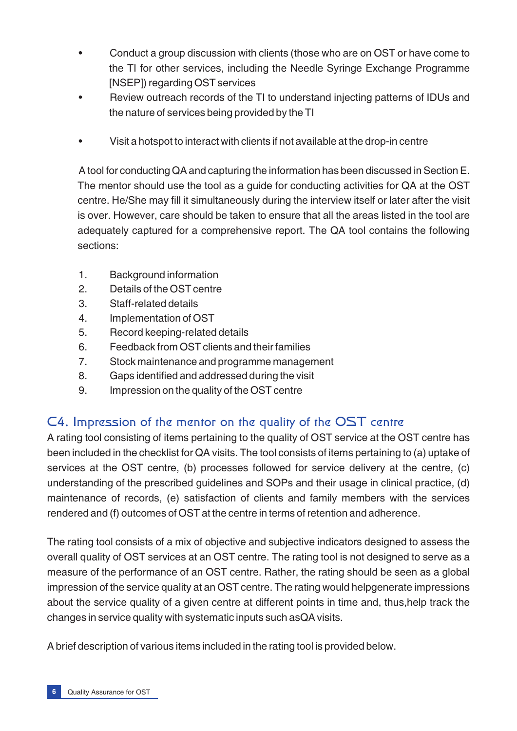- Conduct a group discussion with clients (those who are on OST or have come to the TI for other services, including the Needle Syringe Exchange Programme [NSEP]) regarding OST services
- Review outreach records of the TI to understand injecting patterns of IDUs and the nature of services being provided by the TI
- Visit a hotspot to interact with clients if not available at the drop-in centre

A tool for conducting QA and capturing the information has been discussed in Section E. The mentor should use the tool as a guide for conducting activities for QA at the OST centre. He/She may fill it simultaneously during the interview itself or later after the visit is over. However, care should be taken to ensure that all the areas listed in the tool are adequately captured for a comprehensive report. The QA tool contains the following sections:

1. Background information
2. Details of the OST centre
3. Staff-related details
4. Implementation of OST
5. Record keeping-related details
6. Feedback from OST clients and their families
7. Stock maintenance and programme management
8. Gaps identified and addressed during the visit
9. Impression on the quality of the OST centre

## C4. Impression of the mentor on the quality of the OST centre

A rating tool consisting of items pertaining to the quality of OST service at the OST centre has been included in the checklist for QA visits. The tool consists of items pertaining to (a) uptake of services at the OST centre, (b) processes followed for service delivery at the centre, (c) understanding of the prescribed guidelines and SOPs and their usage in clinical practice, (d) maintenance of records, (e) satisfaction of clients and family members with the services rendered and (f) outcomes of OST at the centre in terms of retention and adherence.

The rating tool consists of a mix of objective and subjective indicators designed to assess the overall quality of OST services at an OST centre. The rating tool is not designed to serve as a measure of the performance of an OST centre. Rather, the rating should be seen as a global impression of the service quality at an OST centre. The rating would helpgenerate impressions about the service quality of a given centre at different points in time and, thus,help track the changes in service quality with systematic inputs such asQA visits.

A brief description of various items included in the rating tool is provided below.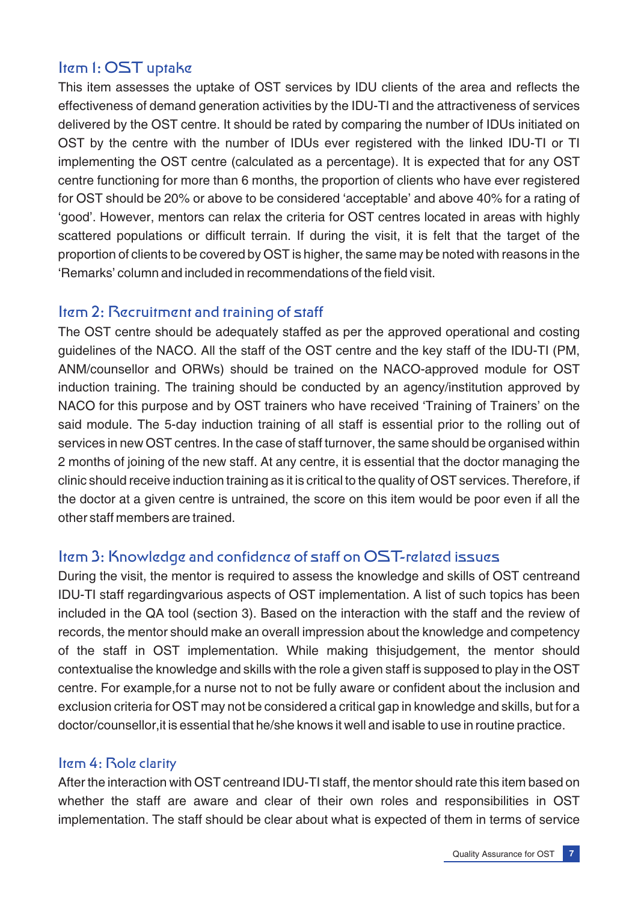### Item 1: OST uptake

This item assesses the uptake of OST services by IDU clients of the area and reflects the effectiveness of demand generation activities by the IDU-TI and the attractiveness of services delivered by the OST centre. It should be rated by comparing the number of IDUs initiated on OST by the centre with the number of IDUs ever registered with the linked IDU-TI or TI implementing the OST centre (calculated as a percentage). It is expected that for any OST centre functioning for more than 6 months, the proportion of clients who have ever registered for OST should be 20% or above to be considered 'acceptable' and above 40% for a rating of 'good'. However, mentors can relax the criteria for OST centres located in areas with highly scattered populations or difficult terrain. If during the visit, it is felt that the target of the proportion of clients to be covered by OST is higher, the same may be noted with reasons in the 'Remarks' column and included in recommendations of the field visit.

### Item 2: Recruitment and training of staff

The OST centre should be adequately staffed as per the approved operational and costing guidelines of the NACO. All the staff of the OST centre and the key staff of the IDU-TI (PM, ANM/counsellor and ORWs) should be trained on the NACO-approved module for OST induction training. The training should be conducted by an agency/institution approved by NACO for this purpose and by OST trainers who have received 'Training of Trainers' on the said module. The 5-day induction training of all staff is essential prior to the rolling out of services in new OST centres. In the case of staff turnover, the same should be organised within 2 months of joining of the new staff. At any centre, it is essential that the doctor managing the clinic should receive induction training as it is critical to the quality of OST services. Therefore, if the doctor at a given centre is untrained, the score on this item would be poor even if all the other staff members are trained.

### Item 3: Knowledge and confidence of staff on OST-related issues

During the visit, the mentor is required to assess the knowledge and skills of OST centreand IDU-TI staff regardingvarious aspects of OST implementation. A list of such topics has been included in the QA tool (section 3). Based on the interaction with the staff and the review of records, the mentor should make an overall impression about the knowledge and competency of the staff in OST implementation. While making thisjudgement, the mentor should contextualise the knowledge and skills with the role a given staff is supposed to play in the OST centre. For example,for a nurse not to not be fully aware or confident about the inclusion and exclusion criteria for OST may not be considered a critical gap in knowledge and skills, but for a doctor/counsellor,it is essential that he/she knows it well and isable to use in routine practice.

### Item 4: Role clarity

After the interaction with OST centreand IDU-TI staff, the mentor should rate this item based on whether the staff are aware and clear of their own roles and responsibilities in OST implementation. The staff should be clear about what is expected of them in terms of service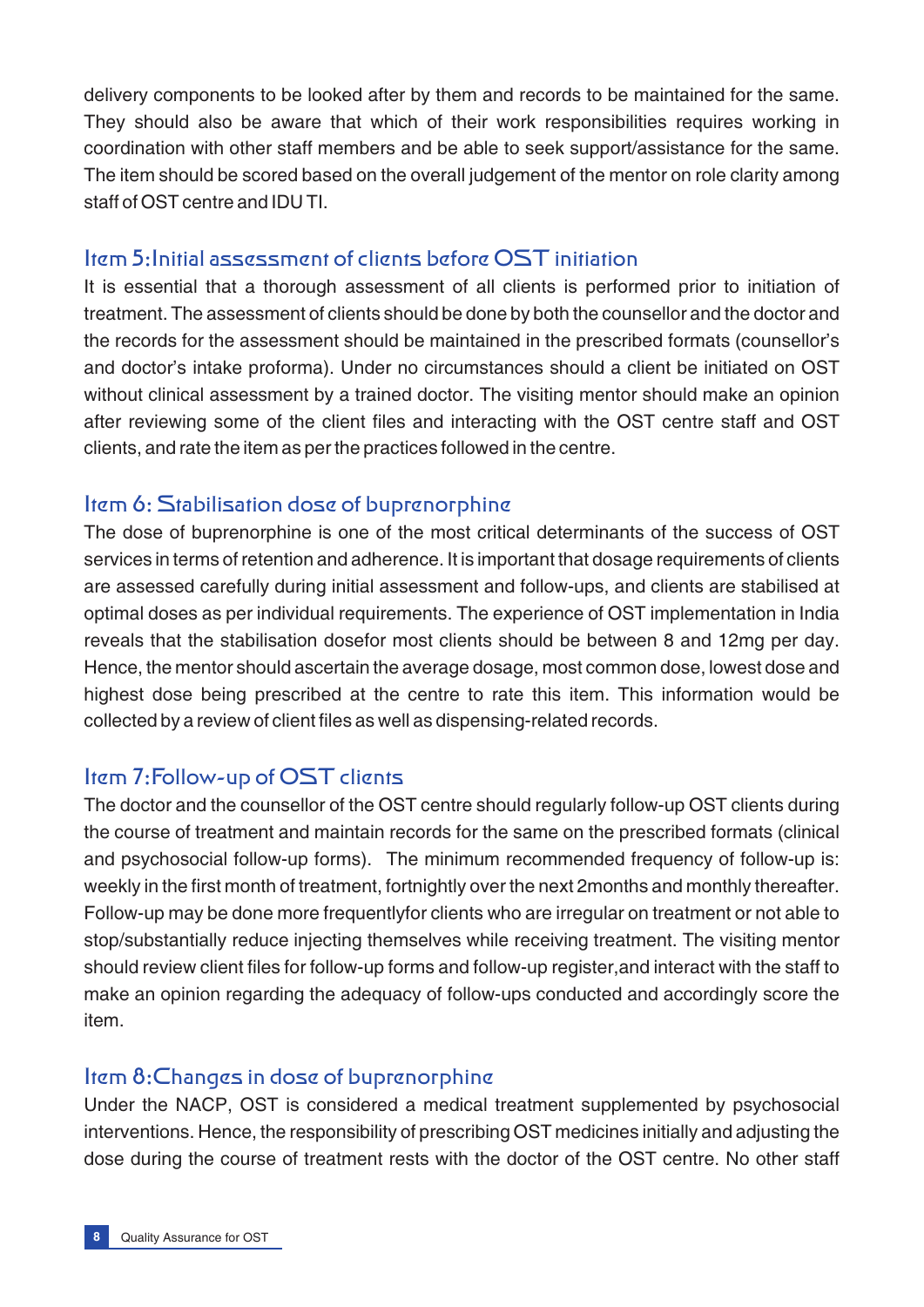delivery components to be looked after by them and records to be maintained for the same. They should also be aware that which of their work responsibilities requires working in coordination with other staff members and be able to seek support/assistance for the same. The item should be scored based on the overall judgement of the mentor on role clarity among staff of OST centre and IDU TI.

### Item 5:Initial assessment of clients before OST initiation

It is essential that a thorough assessment of all clients is performed prior to initiation of treatment. The assessment of clients should be done by both the counsellor and the doctor and the records for the assessment should be maintained in the prescribed formats (counsellor's and doctor's intake proforma). Under no circumstances should a client be initiated on OST without clinical assessment by a trained doctor. The visiting mentor should make an opinion after reviewing some of the client files and interacting with the OST centre staff and OST clients, and rate the item as per the practices followed in the centre.

### Item 6: Stabilisation dose of buprenorphine

The dose of buprenorphine is one of the most critical determinants of the success of OST services in terms of retention and adherence. It is important that dosage requirements of clients are assessed carefully during initial assessment and follow-ups, and clients are stabilised at optimal doses as per individual requirements. The experience of OST implementation in India reveals that the stabilisation dosefor most clients should be between 8 and 12mg per day. Hence, the mentor should ascertain the average dosage, most common dose, lowest dose and highest dose being prescribed at the centre to rate this item. This information would be collected by a review of client files as well as dispensing-related records.

### Item 7:Follow-up of OST clients

The doctor and the counsellor of the OST centre should regularly follow-up OST clients during the course of treatment and maintain records for the same on the prescribed formats (clinical and psychosocial follow-up forms). The minimum recommended frequency of follow-up is: weekly in the first month of treatment, fortnightly over the next 2months and monthly thereafter. Follow-up may be done more frequentlyfor clients who are irregular on treatment or not able to stop/substantially reduce injecting themselves while receiving treatment. The visiting mentor should review client files for follow-up forms and follow-up register,and interact with the staff to make an opinion regarding the adequacy of follow-ups conducted and accordingly score the item.

### Item 8:Changes in dose of buprenorphine

Under the NACP, OST is considered a medical treatment supplemented by psychosocial interventions. Hence, the responsibility of prescribing OST medicines initially and adjusting the dose during the course of treatment rests with the doctor of the OST centre. No other staff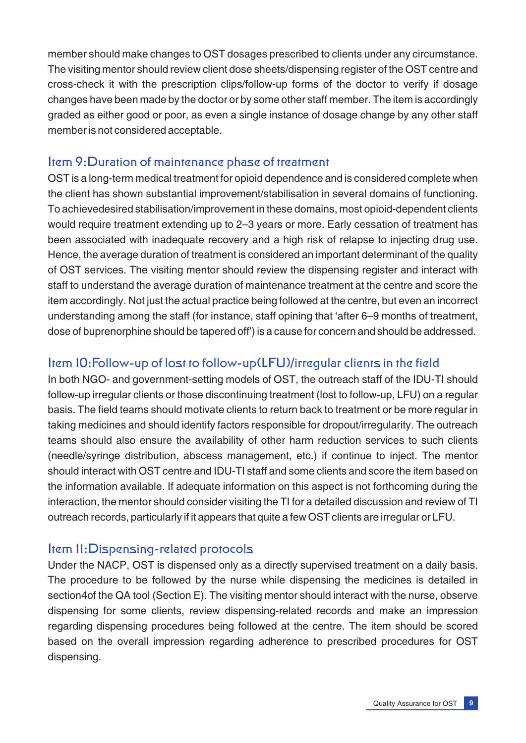member should make changes to OST dosages prescribed to clients under any circumstance. The visiting mentor should review client dose sheets/dispensing register of the OST centre and cross-check it with the prescription clips/follow-up forms of the doctor to verify if dosage changes have been made by the doctor or by some other staff member. The item is accordingly graded as either good or poor, as even a single instance of dosage change by any other staff member is not considered acceptable.

## Item 9: Duration of maintenance phase of treatment

OST is a long-term medical treatment for opioid dependence and is considered complete when the client has shown substantial improvement/stabilisation in several domains of functioning. To achievedesired stabilisation/improvement in these domains, most opioid-dependent clients would require treatment extending up to 2–3 years or more. Early cessation of treatment has been associated with inadequate recovery and a high risk of relapse to injecting drug use. Hence, the average duration of treatment is considered an important determinant of the quality of OST services. The visiting mentor should review the dispensing register and interact with staff to understand the average duration of maintenance treatment at the centre and score the item accordingly. Not just the actual practice being followed at the centre, but even an incorrect understanding among the staff (for instance, staff opining that 'after 6–9 months of treatment, dose of buprenorphine should be tapered off') is a cause for concern and should be addressed.

## Item 10: Follow-up of lost to follow-up (LFU)/irregular clients in the field

In both NGO- and government-setting models of OST, the outreach staff of the IDU-TI should follow-up irregular clients or those discontinuing treatment (lost to follow-up, LFU) on a regular basis. The field teams should motivate clients to return back to treatment or be more regular in taking medicines and should identify factors responsible for dropout/irregularity. The outreach teams should also ensure the availability of other harm reduction services to such clients (needle/syringe distribution, abscess management, etc.) if continue to inject. The mentor should interact with OST centre and IDU-TI staff and some clients and score the item based on the information available. If adequate information on this aspect is not forthcoming during the interaction, the mentor should consider visiting the TI for a detailed discussion and review of TI outreach records, particularly if it appears that quite a few OST clients are irregular or LFU.

## Item 11: Dispensing-related protocols

Under the NACP, OST is dispensed only as a directly supervised treatment on a daily basis. The procedure to be followed by the nurse while dispensing the medicines is detailed in section4of the QA tool (Section E). The visiting mentor should interact with the nurse, observe dispensing for some clients, review dispensing-related records and make an impression regarding dispensing procedures being followed at the centre. The item should be scored based on the overall impression regarding adherence to prescribed procedures for OST dispensing.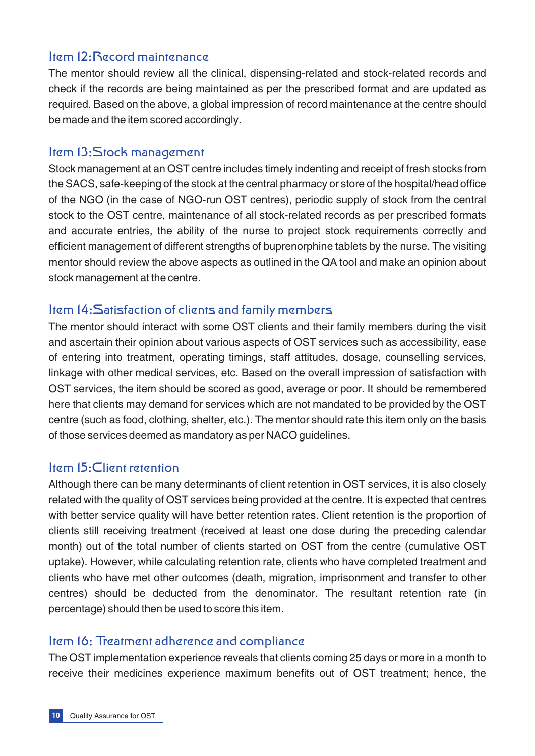### Item 12: Record maintenance

The mentor should review all the clinical, dispensing-related and stock-related records and check if the records are being maintained as per the prescribed format and are updated as required. Based on the above, a global impression of record maintenance at the centre should be made and the item scored accordingly.

### Item 13: Stock management

Stock management at an OST centre includes timely indenting and receipt of fresh stocks from the SACS, safe-keeping of the stock at the central pharmacy or store of the hospital/head office of the NGO (in the case of NGO-run OST centres), periodic supply of stock from the central stock to the OST centre, maintenance of all stock-related records as per prescribed formats and accurate entries, the ability of the nurse to project stock requirements correctly and efficient management of different strengths of buprenorphine tablets by the nurse. The visiting mentor should review the above aspects as outlined in the QA tool and make an opinion about stock management at the centre.

### Item 14: Satisfaction of clients and family members

The mentor should interact with some OST clients and their family members during the visit and ascertain their opinion about various aspects of OST services such as accessibility, ease of entering into treatment, operating timings, staff attitudes, dosage, counselling services, linkage with other medical services, etc. Based on the overall impression of satisfaction with OST services, the item should be scored as good, average or poor. It should be remembered here that clients may demand for services which are not mandated to be provided by the OST centre (such as food, clothing, shelter, etc.). The mentor should rate this item only on the basis of those services deemed as mandatory as per NACO guidelines.

### Item 15: Client retention

Although there can be many determinants of client retention in OST services, it is also closely related with the quality of OST services being provided at the centre. It is expected that centres with better service quality will have better retention rates. Client retention is the proportion of clients still receiving treatment (received at least one dose during the preceding calendar month) out of the total number of clients started on OST from the centre (cumulative OST uptake). However, while calculating retention rate, clients who have completed treatment and clients who have met other outcomes (death, migration, imprisonment and transfer to other centres) should be deducted from the denominator. The resultant retention rate (in percentage) should then be used to score this item.

### Item 16: Treatment adherence and compliance

The OST implementation experience reveals that clients coming 25 days or more in a month to receive their medicines experience maximum benefits out of OST treatment; hence, the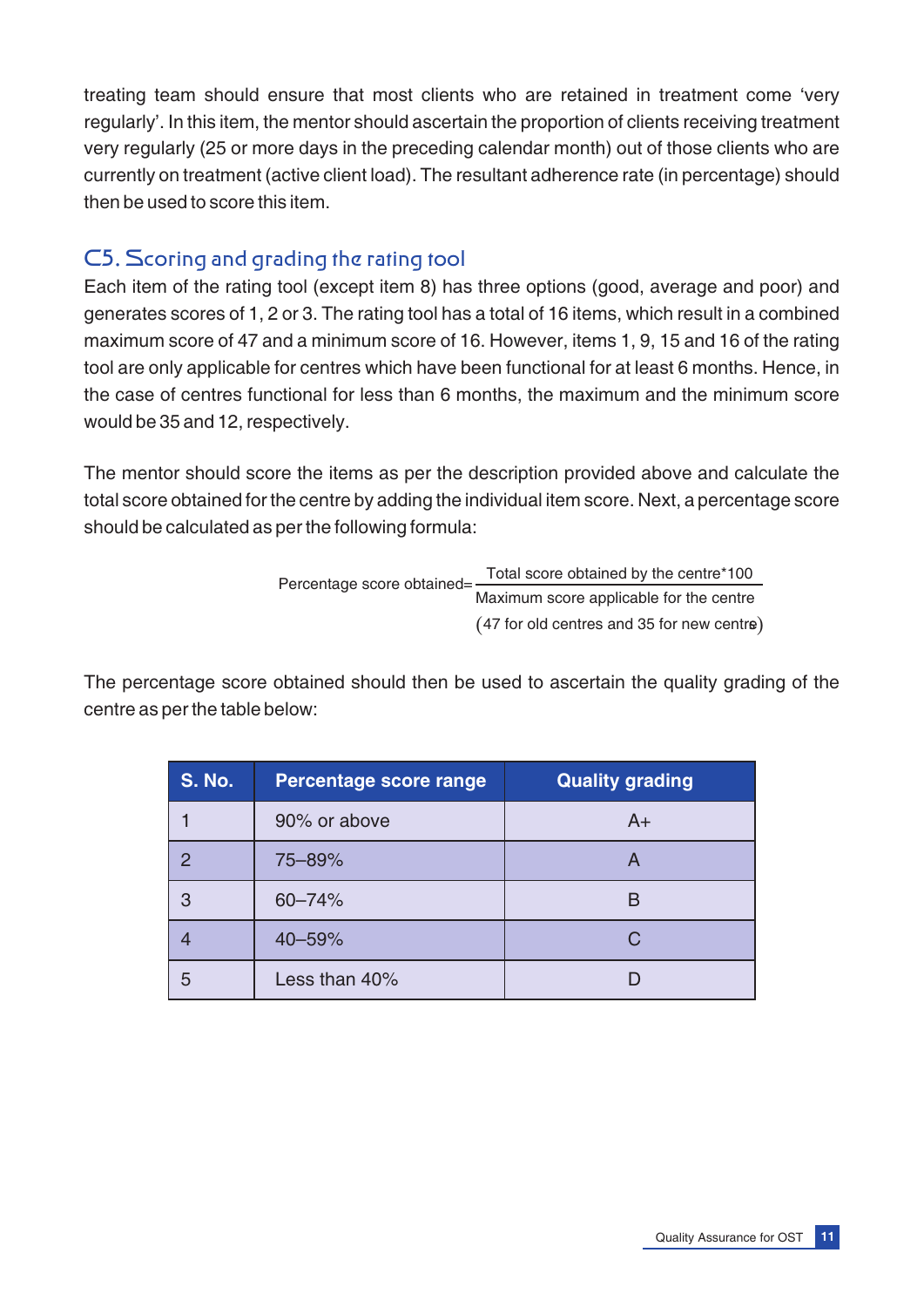treating team should ensure that most clients who are retained in treatment come 'very regularly'. In this item, the mentor should ascertain the proportion of clients receiving treatment very regularly (25 or more days in the preceding calendar month) out of those clients who are currently on treatment (active client load). The resultant adherence rate (in percentage) should then be used to score this item.

## C5. Scoring and grading the rating tool

Each item of the rating tool (except item 8) has three options (good, average and poor) and generates scores of 1, 2 or 3. The rating tool has a total of 16 items, which result in a combined maximum score of 47 and a minimum score of 16. However, items 1, 9, 15 and 16 of the rating tool are only applicable for centres which have been functional for at least 6 months. Hence, in the case of centres functional for less than 6 months, the maximum and the minimum score would be 35 and 12, respectively.

The mentor should score the items as per the description provided above and calculate the total score obtained for the centre by adding the individual item score. Next, a percentage score should be calculated as per the following formula:

$$\text{Percentage score obtained} = \frac{\text{Total score obtained by the centre*100}}{\text{Maximum score applicable for the centre}}$$

(47 for old centres and 35 for new centre)

The percentage score obtained should then be used to ascertain the quality grading of the centre as per the table below:

| S. No. | Percentage score range | Quality grading |
|---|---|---|
| 1 | 90% or above | A+ |
| 2 | 75–89% | A |
| 3 | 60–74% | B |
| 4 | 40–59% | C |
| 5 | Less than 40% | D |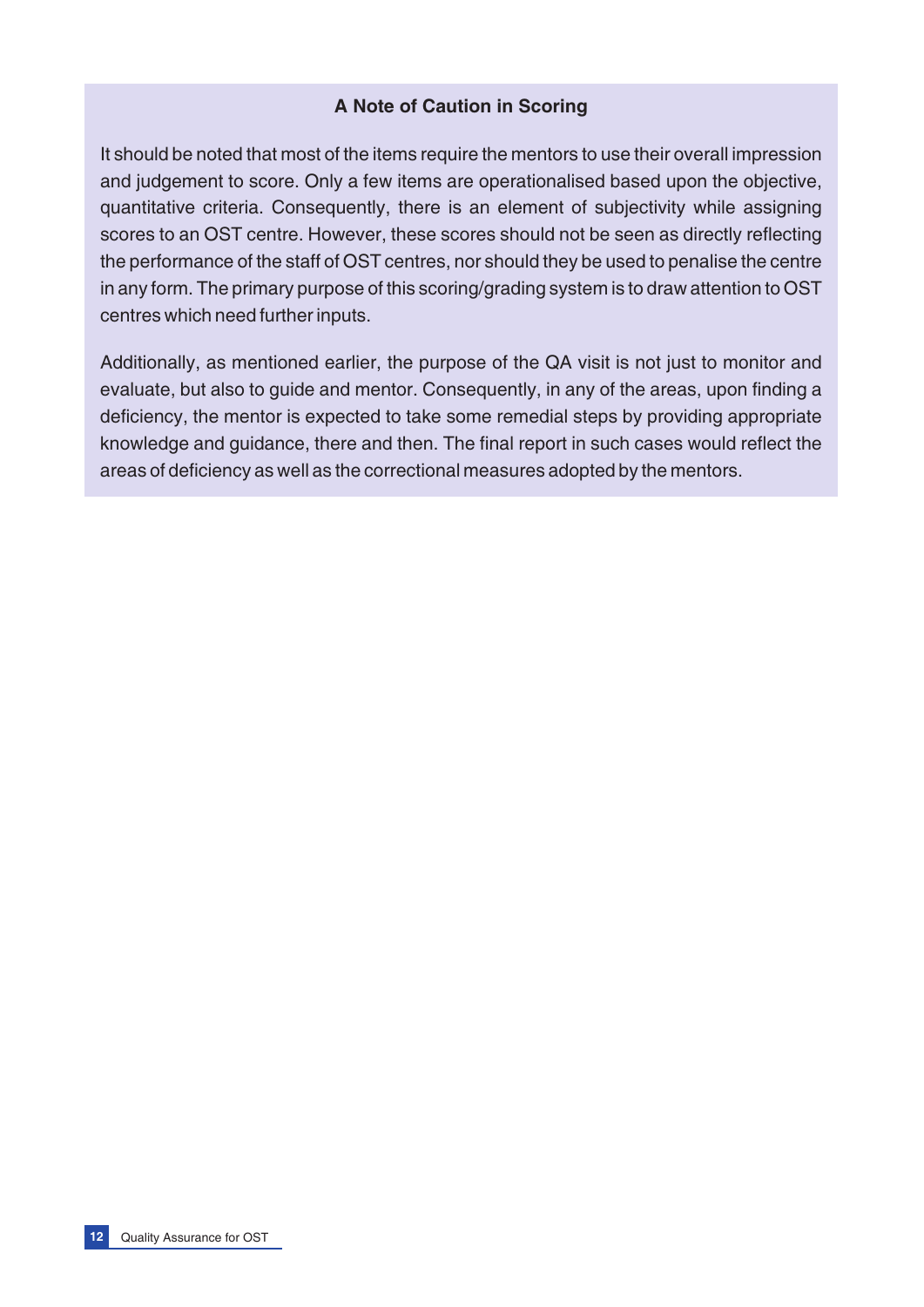### A Note of Caution in Scoring

It should be noted that most of the items require the mentors to use their overall impression and judgement to score. Only a few items are operationalised based upon the objective, quantitative criteria. Consequently, there is an element of subjectivity while assigning scores to an OST centre. However, these scores should not be seen as directly reflecting the performance of the staff of OST centres, nor should they be used to penalise the centre in any form. The primary purpose of this scoring/grading system is to draw attention to OST centres which need further inputs.

Additionally, as mentioned earlier, the purpose of the QA visit is not just to monitor and evaluate, but also to guide and mentor. Consequently, in any of the areas, upon finding a deficiency, the mentor is expected to take some remedial steps by providing appropriate knowledge and guidance, there and then. The final report in such cases would reflect the areas of deficiency as well as the correctional measures adopted by the mentors.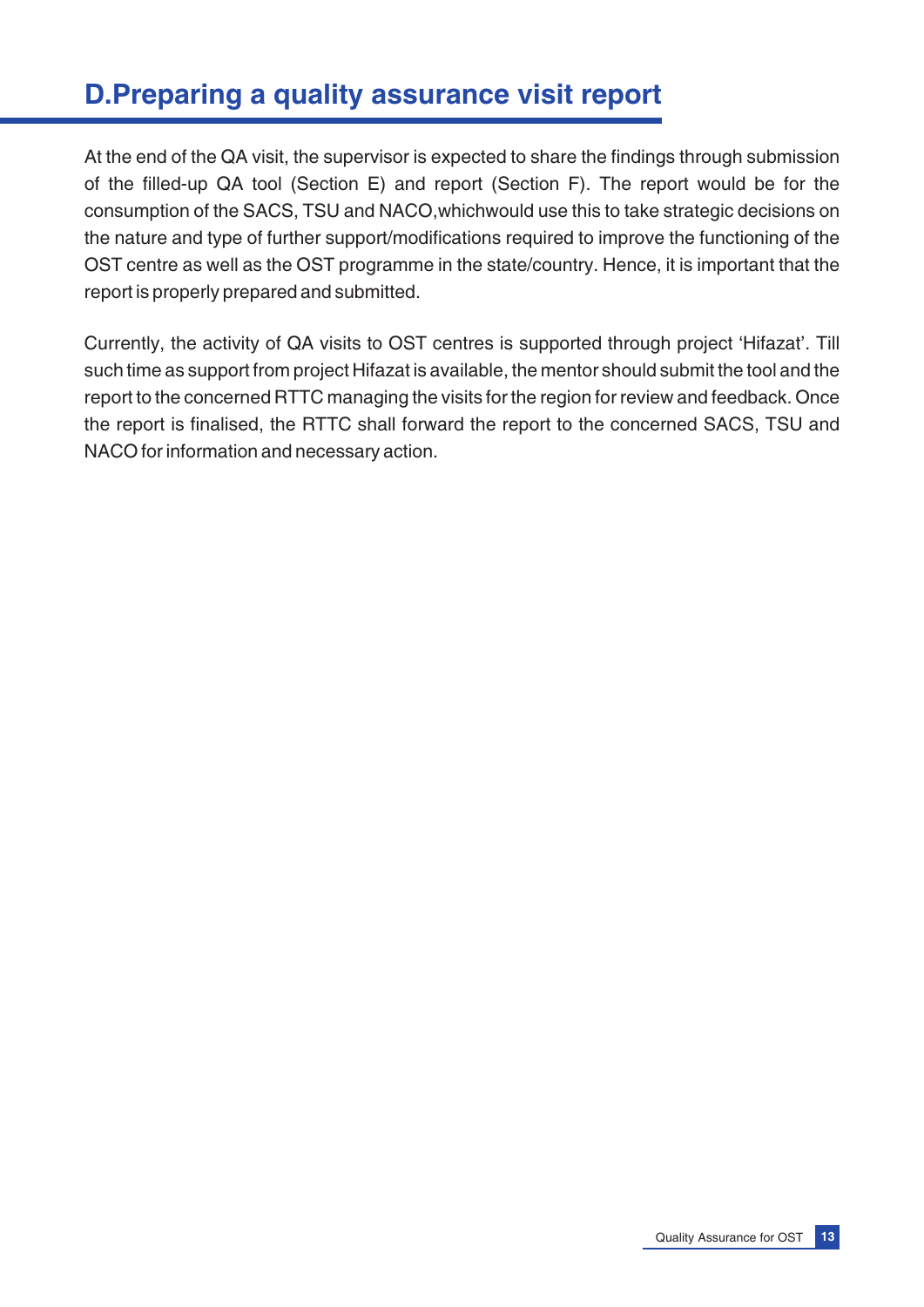## D.Preparing a quality assurance visit report

At the end of the QA visit, the supervisor is expected to share the findings through submission of the filled-up QA tool (Section E) and report (Section F). The report would be for the consumption of the SACS, TSU and NACO,whichwould use this to take strategic decisions on the nature and type of further support/modifications required to improve the functioning of the OST centre as well as the OST programme in the state/country. Hence, it is important that the report is properly prepared and submitted.

Currently, the activity of QA visits to OST centres is supported through project 'Hifazat'. Till such time as support from project Hifazat is available, the mentor should submit the tool and the report to the concerned RTTC managing the visits for the region for review and feedback. Once the report is finalised, the RTTC shall forward the report to the concerned SACS, TSU and NACO for information and necessary action.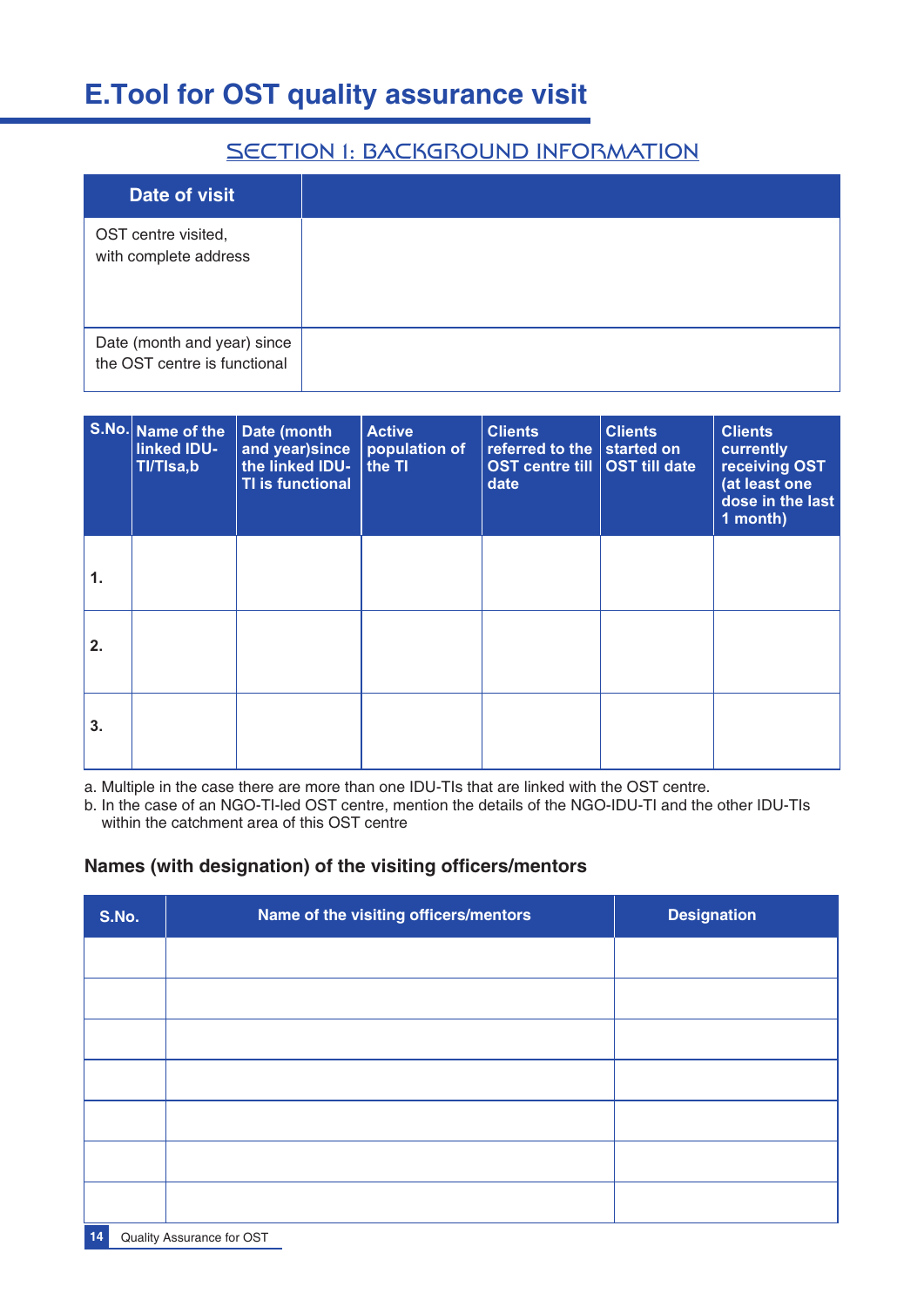# E.Tool for OST quality assurance visit

## SECTION 1: BACKGROUND INFORMATION

| Date of visit | |
|---|---|
| OST centre visited, with complete address | |
| Date (month and year) since the OST centre is functional | |

| S.No. | Name of the linked IDU-TI/TIsa,b | Date (month and year)since the linked IDU-TI is functional | Active population of the TI | Clients referred to the OST centre till date | Clients started on OST till date | Clients currently receiving OST (at least one dose in the last 1 month) |
|---|---|---|---|---|---|---|
| 1. | | | | | | |
| 2. | | | | | | |
| 3. | | | | | | |

a. Multiple in the case there are more than one IDU-TIs that are linked with the OST centre.
b. In the case of an NGO-TI-led OST centre, mention the details of the NGO-IDU-TI and the other IDU-TIs within the catchment area of this OST centre

### Names (with designation) of the visiting officers/mentors

| S.No. | Name of the visiting officers/mentors | Designation |
|---|---|---|
| | | |
| | | |
| | | |
| | | |
| | | |
| | | |
| | | |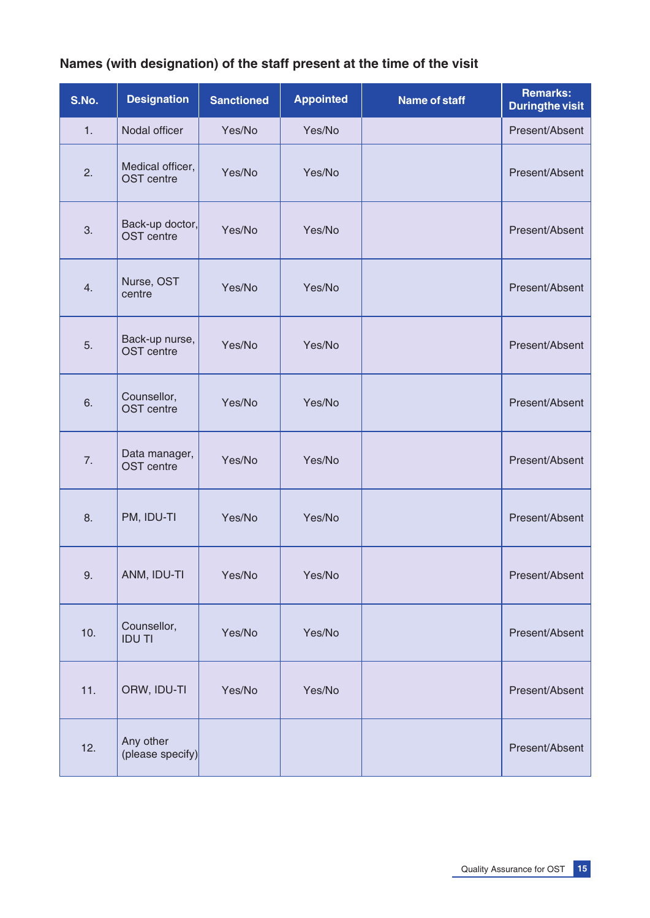### Names (with designation) of the staff present at the time of the visit

| S.No. | Designation | Sanctioned | Appointed | Name of staff | Remarks: Duringthe visit |
|---|---|---|---|---|---|
| 1. | Nodal officer | Yes/No | Yes/No | | Present/Absent |
| 2. | Medical officer, OST centre | Yes/No | Yes/No | | Present/Absent |
| 3. | Back-up doctor, OST centre | Yes/No | Yes/No | | Present/Absent |
| 4. | Nurse, OST centre | Yes/No | Yes/No | | Present/Absent |
| 5. | Back-up nurse, OST centre | Yes/No | Yes/No | | Present/Absent |
| 6. | Counsellor, OST centre | Yes/No | Yes/No | | Present/Absent |
| 7. | Data manager, OST centre | Yes/No | Yes/No | | Present/Absent |
| 8. | PM, IDU-TI | Yes/No | Yes/No | | Present/Absent |
| 9. | ANM, IDU-TI | Yes/No | Yes/No | | Present/Absent |
| 10. | Counsellor, IDU TI | Yes/No | Yes/No | | Present/Absent |
| 11. | ORW, IDU-TI | Yes/No | Yes/No | | Present/Absent |
| 12. | Any other (please specify) | | | | Present/Absent |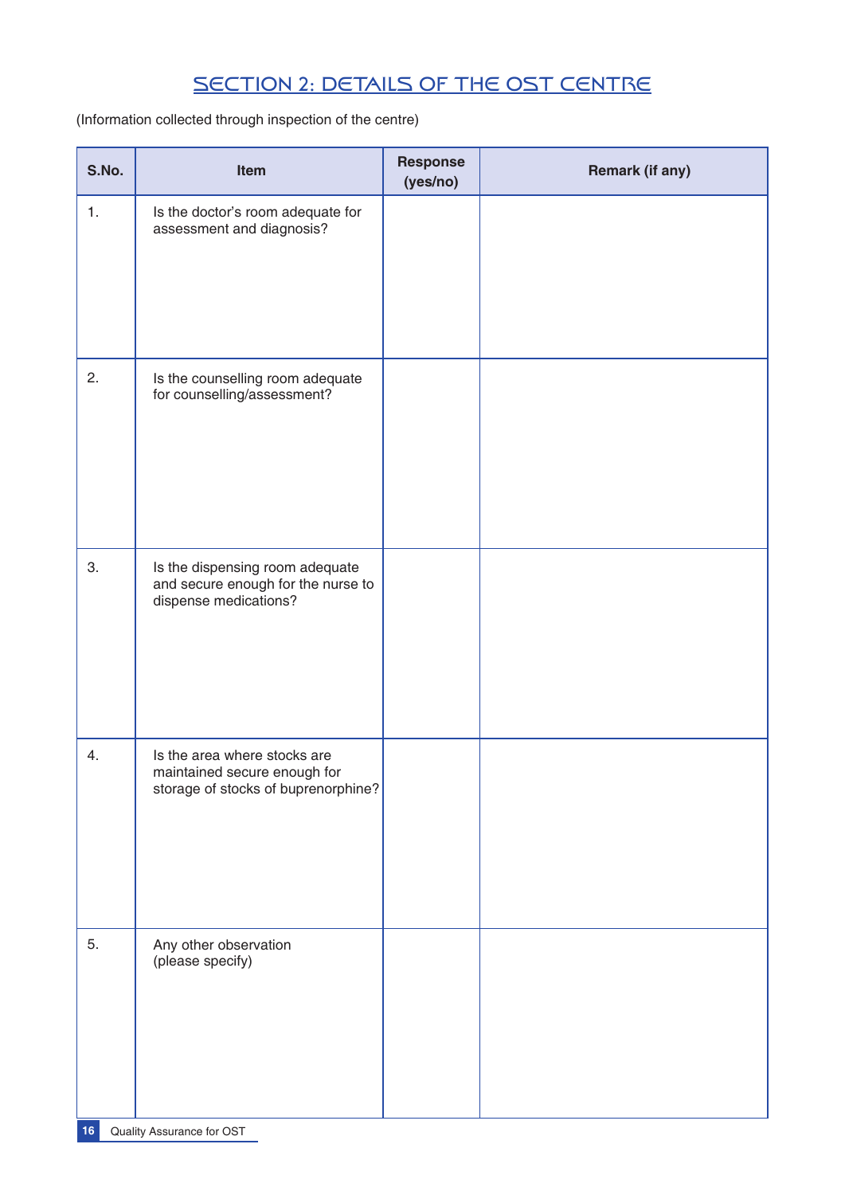# SECTION 2: DETAILS OF THE OST CENTRE

(Information collected through inspection of the centre)

| S.No. | Item | Response (yes/no) | Remark (if any) |
|---|---|---|---|
| 1. | Is the doctor's room adequate for assessment and diagnosis? | | |
| 2. | Is the counselling room adequate for counselling/assessment? | | |
| 3. | Is the dispensing room adequate and secure enough for the nurse to dispense medications? | | |
| 4. | Is the area where stocks are maintained secure enough for storage of stocks of buprenorphine? | | |
| 5. | Any other observation (please specify) | | |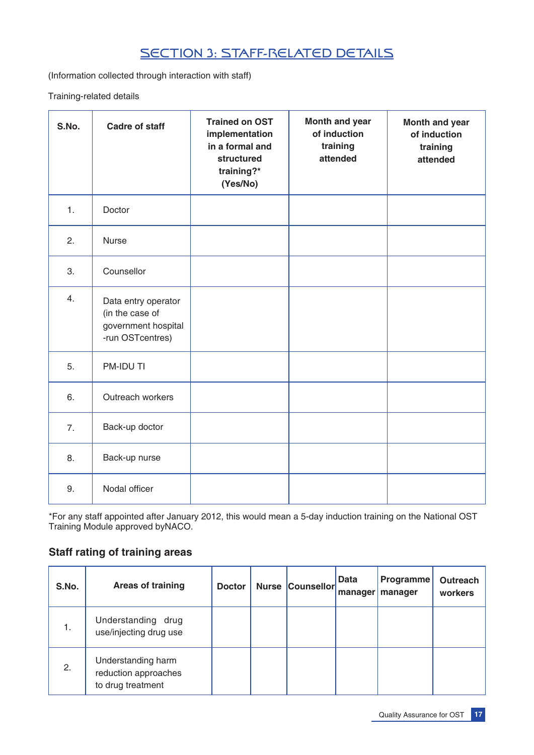# SECTION 3: STAFF-RELATED DETAILS

(Information collected through interaction with staff)

Training-related details

| S.No. | Cadre of staff | Trained on OST implementation in a formal and structured training?* (Yes/No) | Month and year of induction training attended | Month and year of induction training attended |
|---|---|---|---|---|
| 1. | Doctor | | | |
| 2. | Nurse | | | |
| 3. | Counsellor | | | |
| 4. | Data entry operator (in the case of government hospital -run OSTcentres) | | | |
| 5. | PM-IDU TI | | | |
| 6. | Outreach workers | | | |
| 7. | Back-up doctor | | | |
| 8. | Back-up nurse | | | |
| 9. | Nodal officer | | | |

*For any staff appointed after January 2012, this would mean a 5-day induction training on the National OST Training Module approved byNACO.

### Staff rating of training areas

| S.No. | Areas of training | Doctor | Nurse | Counsellor | Data manager | Programme manager | Outreach workers |
|---|---|---|---|---|---|---|---|
| 1. | Understanding drug use/injecting drug use | | | | | | |
| 2. | Understanding harm reduction approaches to drug treatment | | | | | | |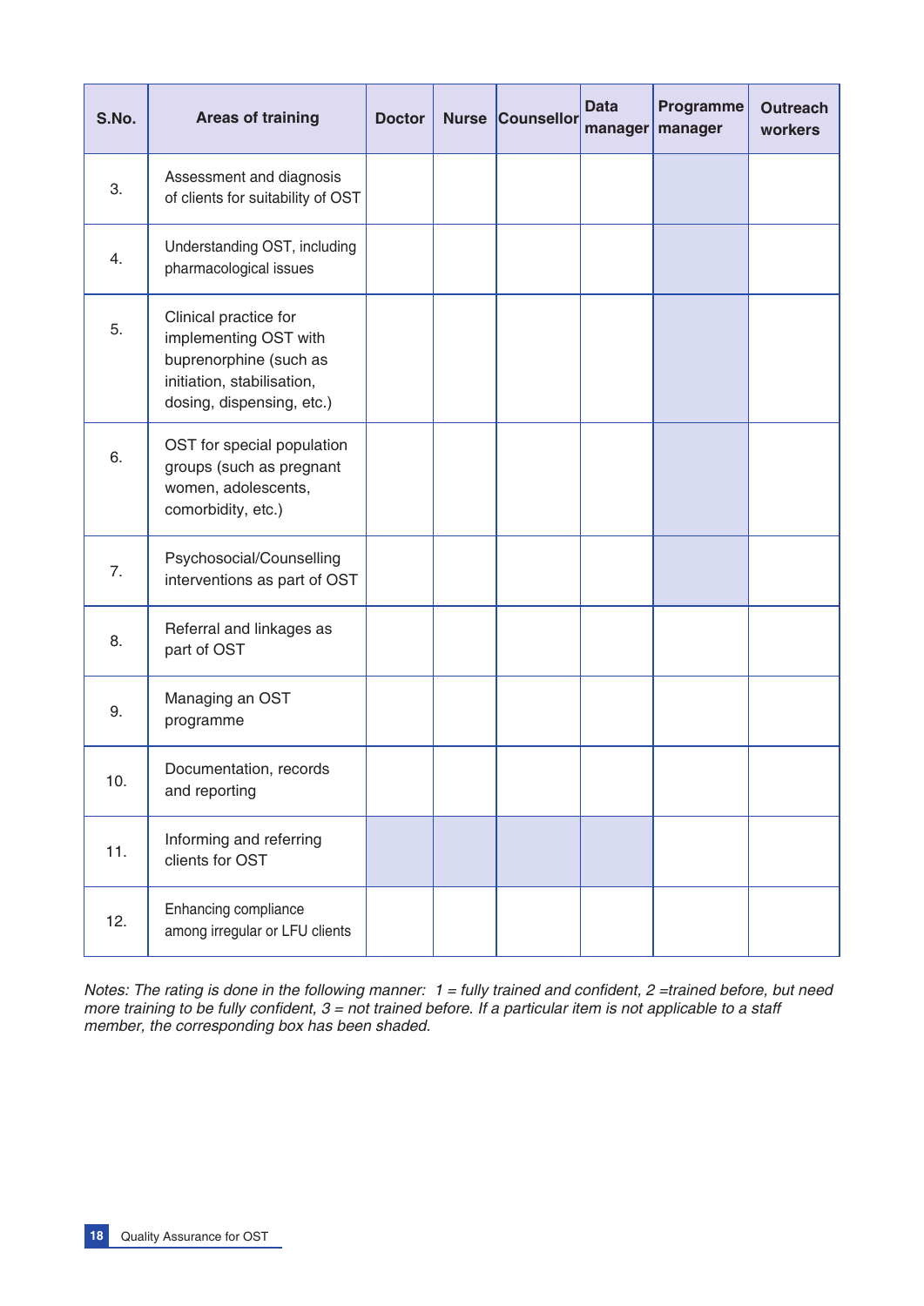| S.No. | Areas of training | Doctor | Nurse | Counsellor | Data manager | Programme manager | Outreach workers |
|---|---|---|---|---|---|---|---|
| 3. | Assessment and diagnosis of clients for suitability of OST | | | | | | |
| 4. | Understanding OST, including pharmacological issues | | | | | | |
| 5. | Clinical practice for implementing OST with buprenorphine (such as initiation, stabilisation, dosing, dispensing, etc.) | | | | | | |
| 6. | OST for special population groups (such as pregnant women, adolescents, comorbidity, etc.) | | | | | | |
| 7. | Psychosocial/Counselling interventions as part of OST | | | | | | |
| 8. | Referral and linkages as part of OST | | | | | | |
| 9. | Managing an OST programme | | | | | | |
| 10. | Documentation, records and reporting | | | | | | |
| 11. | Informing and referring clients for OST | | | | | | |
| 12. | Enhancing compliance among irregular or LFU clients | | | | | | |

*Notes: The rating is done in the following manner: 1 = fully trained and confident, 2 =trained before, but need more training to be fully confident, 3 = not trained before. If a particular item is not applicable to a staff member, the corresponding box has been shaded.*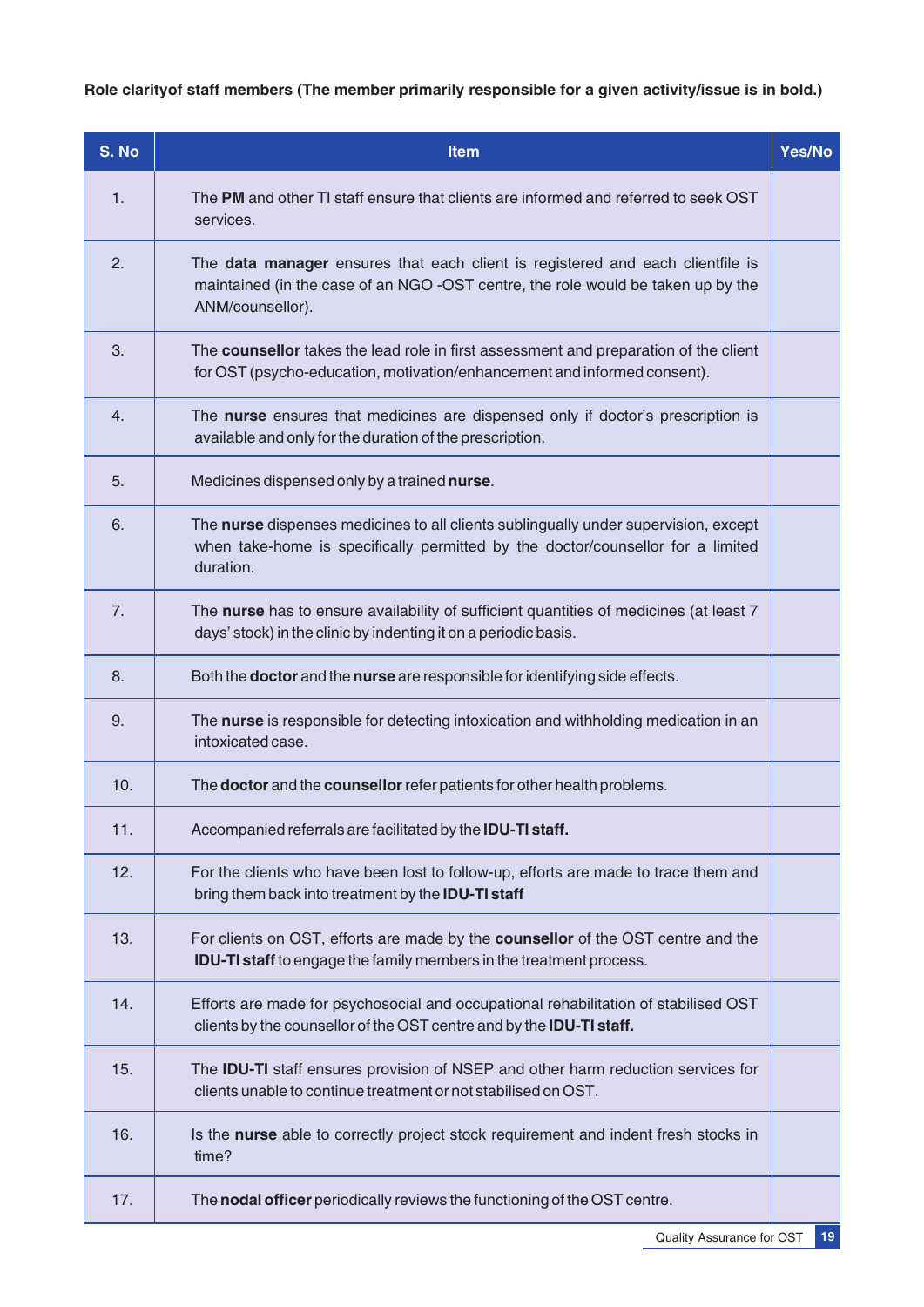**Role clarityof staff members (The member primarily responsible for a given activity/issue is in bold.)**

| S. No | Item | Yes/No |
|---|---|---|
| 1. | The **PM** and other TI staff ensure that clients are informed and referred to seek OST services. | |
| 2. | The **data manager** ensures that each client is registered and each clientfile is maintained (in the case of an NGO -OST centre, the role would be taken up by the ANM/counsellor). | |
| 3. | The **counsellor** takes the lead role in first assessment and preparation of the client for OST (psycho-education, motivation/enhancement and informed consent). | |
| 4. | The **nurse** ensures that medicines are dispensed only if doctor's prescription is available and only for the duration of the prescription. | |
| 5. | Medicines dispensed only by a trained **nurse**. | |
| 6. | The **nurse** dispenses medicines to all clients sublingually under supervision, except when take-home is specifically permitted by the doctor/counsellor for a limited duration. | |
| 7. | The **nurse** has to ensure availability of sufficient quantities of medicines (at least 7 days' stock) in the clinic by indenting it on a periodic basis. | |
| 8. | Both the **doctor** and the **nurse** are responsible for identifying side effects. | |
| 9. | The **nurse** is responsible for detecting intoxication and withholding medication in an intoxicated case. | |
| 10. | The **doctor** and the **counsellor** refer patients for other health problems. | |
| 11. | Accompanied referrals are facilitated by the **IDU-TI staff.** | |
| 12. | For the clients who have been lost to follow-up, efforts are made to trace them and bring them back into treatment by the **IDU-TI staff** | |
| 13. | For clients on OST, efforts are made by the **counsellor** of the OST centre and the **IDU-TI staff** to engage the family members in the treatment process. | |
| 14. | Efforts are made for psychosocial and occupational rehabilitation of stabilised OST clients by the counsellor of the OST centre and by the **IDU-TI staff.** | |
| 15. | The **IDU-TI** staff ensures provision of NSEP and other harm reduction services for clients unable to continue treatment or not stabilised on OST. | |
| 16. | Is the **nurse** able to correctly project stock requirement and indent fresh stocks in time? | |
| 17. | The **nodal officer** periodically reviews the functioning of the OST centre. | |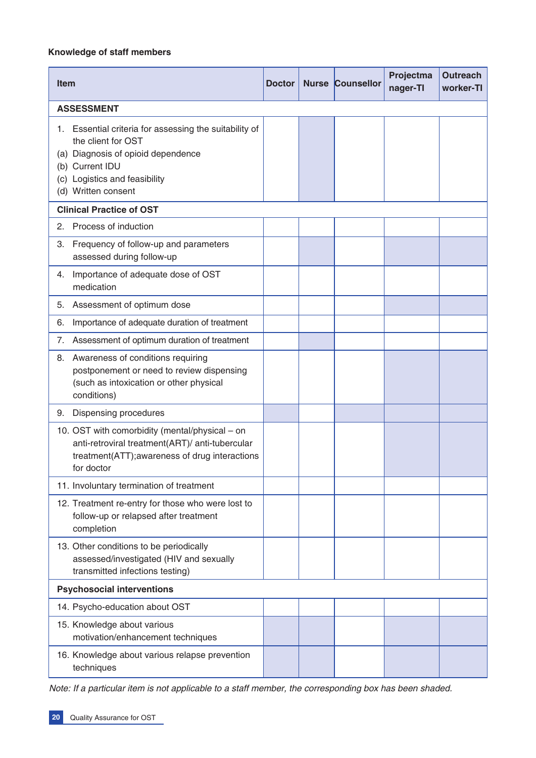**Knowledge of staff members**

| Item | Doctor | Nurse | Counsellor | Projectmanager-TI | Outreach worker-TI |
|---|---|---|---|---|---|
| **ASSESSMENT** | | | | | |
| 1. Essential criteria for assessing the suitability of the client for OST<br>(a) Diagnosis of opioid dependence<br>(b) Current IDU<br>(c) Logistics and feasibility<br>(d) Written consent | | | | | |
| **Clinical Practice of OST** | | | | | |
| 2. Process of induction | | | | | |
| 3. Frequency of follow-up and parameters assessed during follow-up | | | | | |
| 4. Importance of adequate dose of OST medication | | | | | |
| 5. Assessment of optimum dose | | | | | |
| 6. Importance of adequate duration of treatment | | | | | |
| 7. Assessment of optimum duration of treatment | | | | | |
| 8. Awareness of conditions requiring postponement or need to review dispensing (such as intoxication or other physical conditions) | | | | | |
| 9. Dispensing procedures | | | | | |
| 10. OST with comorbidity (mental/physical – on anti-retroviral treatment(ART)/ anti-tubercular treatment(ATT);awareness of drug interactions for doctor | | | | | |
| 11. Involuntary termination of treatment | | | | | |
| 12. Treatment re-entry for those who were lost to follow-up or relapsed after treatment completion | | | | | |
| 13. Other conditions to be periodically assessed/investigated (HIV and sexually transmitted infections testing) | | | | | |
| **Psychosocial interventions** | | | | | |
| 14. Psycho-education about OST | | | | | |
| 15. Knowledge about various motivation/enhancement techniques | | | | | |
| 16. Knowledge about various relapse prevention techniques | | | | | |

*Note: If a particular item is not applicable to a staff member, the corresponding box has been shaded.*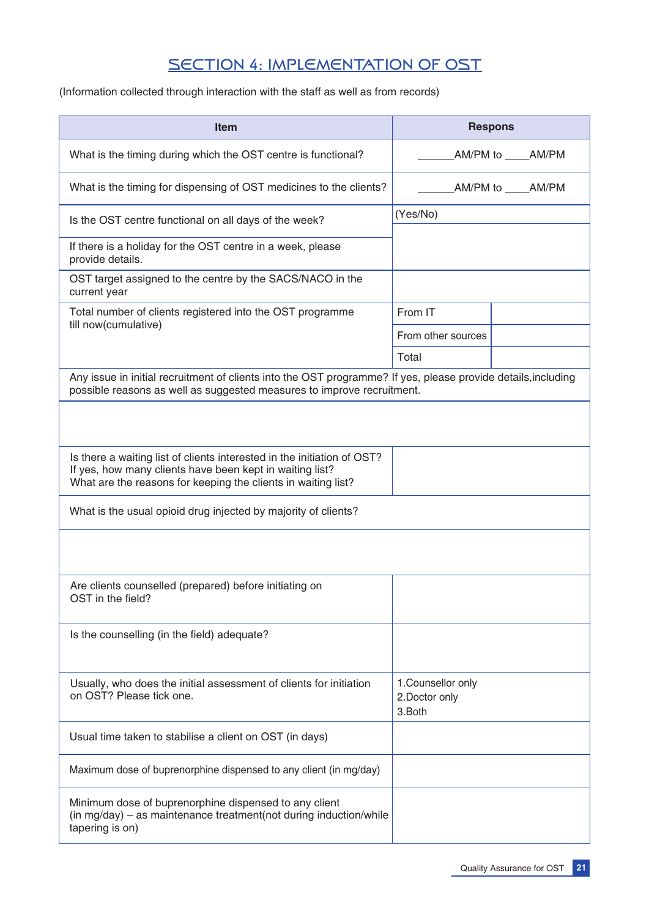## SECTION 4: IMPLEMENTATION OF OST

(Information collected through interaction with the staff as well as from records)

| Item | Respons | |
|---|---|---|
| What is the timing during which the OST centre is functional? | ______AM/PM to ____AM/PM | |
| What is the timing for dispensing of OST medicines to the clients? | ______AM/PM to ____AM/PM | |
| Is the OST centre functional on all days of the week? | (Yes/No) | |
| If there is a holiday for the OST centre in a week, please provide details. | | |
| OST target assigned to the centre by the SACS/NACO in the current year | | |
| Total number of clients registered into the OST programme till now(cumulative) | From IT | |
| | From other sources | |
| | Total | |
| Any issue in initial recruitment of clients into the OST programme? If yes, please provide details,including possible reasons as well as suggested measures to improve recruitment. | | |
| | | |
| Is there a waiting list of clients interested in the initiation of OST? If yes, how many clients have been kept in waiting list? What are the reasons for keeping the clients in waiting list? | | |
| What is the usual opioid drug injected by majority of clients? | | |
| | | |
| Are clients counselled (prepared) before initiating on OST in the field? | | |
| Is the counselling (in the field) adequate? | | |
| Usually, who does the initial assessment of clients for initiation on OST? Please tick one. | 1.Counsellor only<br>2.Doctor only<br>3.Both | |
| Usual time taken to stabilise a client on OST (in days) | | |
| Maximum dose of buprenorphine dispensed to any client (in mg/day) | | |
| Minimum dose of buprenorphine dispensed to any client (in mg/day) – as maintenance treatment(not during induction/while tapering is on) | | |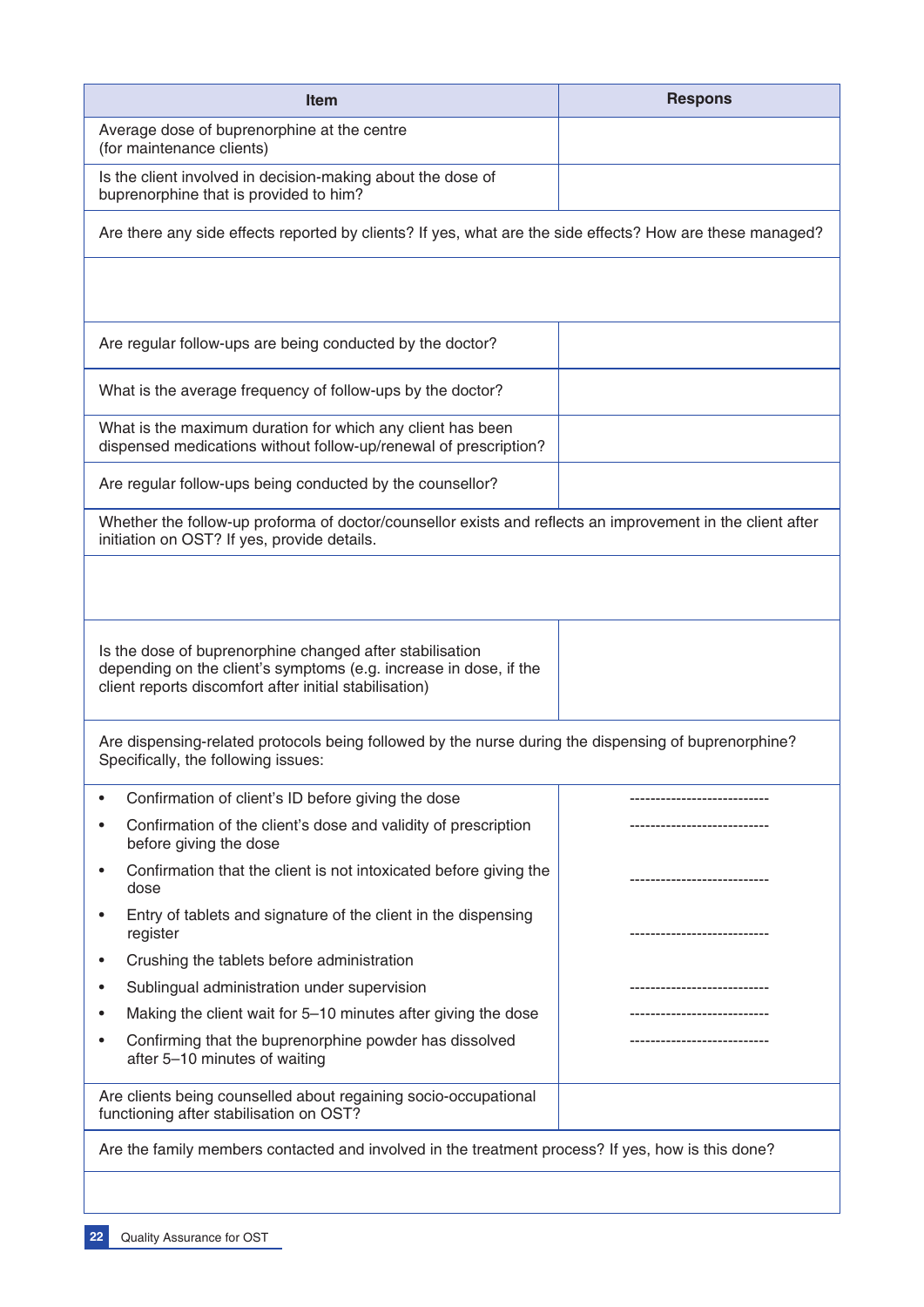| Item | Respons |
|---|---|
| Average dose of buprenorphine at the centre (for maintenance clients) | |
| Is the client involved in decision-making about the dose of buprenorphine that is provided to him? | |
| Are there any side effects reported by clients? If yes, what are the side effects? How are these managed? | |
| | |
| Are regular follow-ups are being conducted by the doctor? | |
| What is the average frequency of follow-ups by the doctor? | |
| What is the maximum duration for which any client has been dispensed medications without follow-up/renewal of prescription? | |
| Are regular follow-ups being conducted by the counsellor? | |
| Whether the follow-up proforma of doctor/counsellor exists and reflects an improvement in the client after initiation on OST? If yes, provide details. | |
| | |
| Is the dose of buprenorphine changed after stabilisation depending on the client's symptoms (e.g. increase in dose, if the client reports discomfort after initial stabilisation) | |
| Are dispensing-related protocols being followed by the nurse during the dispensing of buprenorphine? Specifically, the following issues: | |
| • Confirmation of client's ID before giving the dose | --------------------------- |
| • Confirmation of the client's dose and validity of prescription before giving the dose | --------------------------- |
| • Confirmation that the client is not intoxicated before giving the dose | --------------------------- |
| • Entry of tablets and signature of the client in the dispensing register | --------------------------- |
| • Crushing the tablets before administration | |
| • Sublingual administration under supervision | --------------------------- |
| • Making the client wait for 5–10 minutes after giving the dose | --------------------------- |
| • Confirming that the buprenorphine powder has dissolved after 5–10 minutes of waiting | --------------------------- |
| Are clients being counselled about regaining socio-occupational functioning after stabilisation on OST? | |
| Are the family members contacted and involved in the treatment process? If yes, how is this done? | |
| | |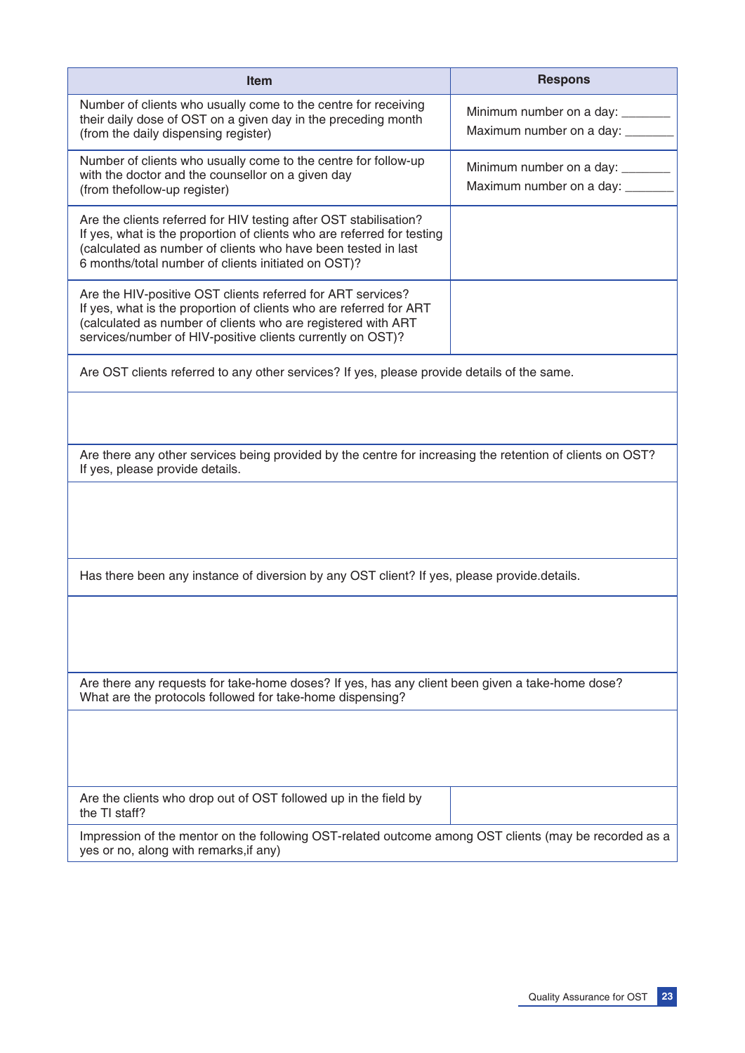| Item | Respons |
|---|---|
| Number of clients who usually come to the centre for receiving their daily dose of OST on a given day in the preceding month (from the daily dispensing register) | Minimum number on a day: _______<br>Maximum number on a day: _______ |
| Number of clients who usually come to the centre for follow-up with the doctor and the counsellor on a given day (from thefollow-up register) | Minimum number on a day: _______<br>Maximum number on a day: _______ |
| Are the clients referred for HIV testing after OST stabilisation? If yes, what is the proportion of clients who are referred for testing (calculated as number of clients who have been tested in last 6 months/total number of clients initiated on OST)? | |
| Are the HIV-positive OST clients referred for ART services? If yes, what is the proportion of clients who are referred for ART (calculated as number of clients who are registered with ART services/number of HIV-positive clients currently on OST)? | |
| Are OST clients referred to any other services? If yes, please provide details of the same. | |
| | |
| Are there any other services being provided by the centre for increasing the retention of clients on OST? If yes, please provide details. | |
| | |
| Has there been any instance of diversion by any OST client? If yes, please provide.details. | |
| | |
| Are there any requests for take-home doses? If yes, has any client been given a take-home dose? What are the protocols followed for take-home dispensing? | |
| | |
| Are the clients who drop out of OST followed up in the field by the TI staff? | |
| Impression of the mentor on the following OST-related outcome among OST clients (may be recorded as a yes or no, along with remarks,if any) | |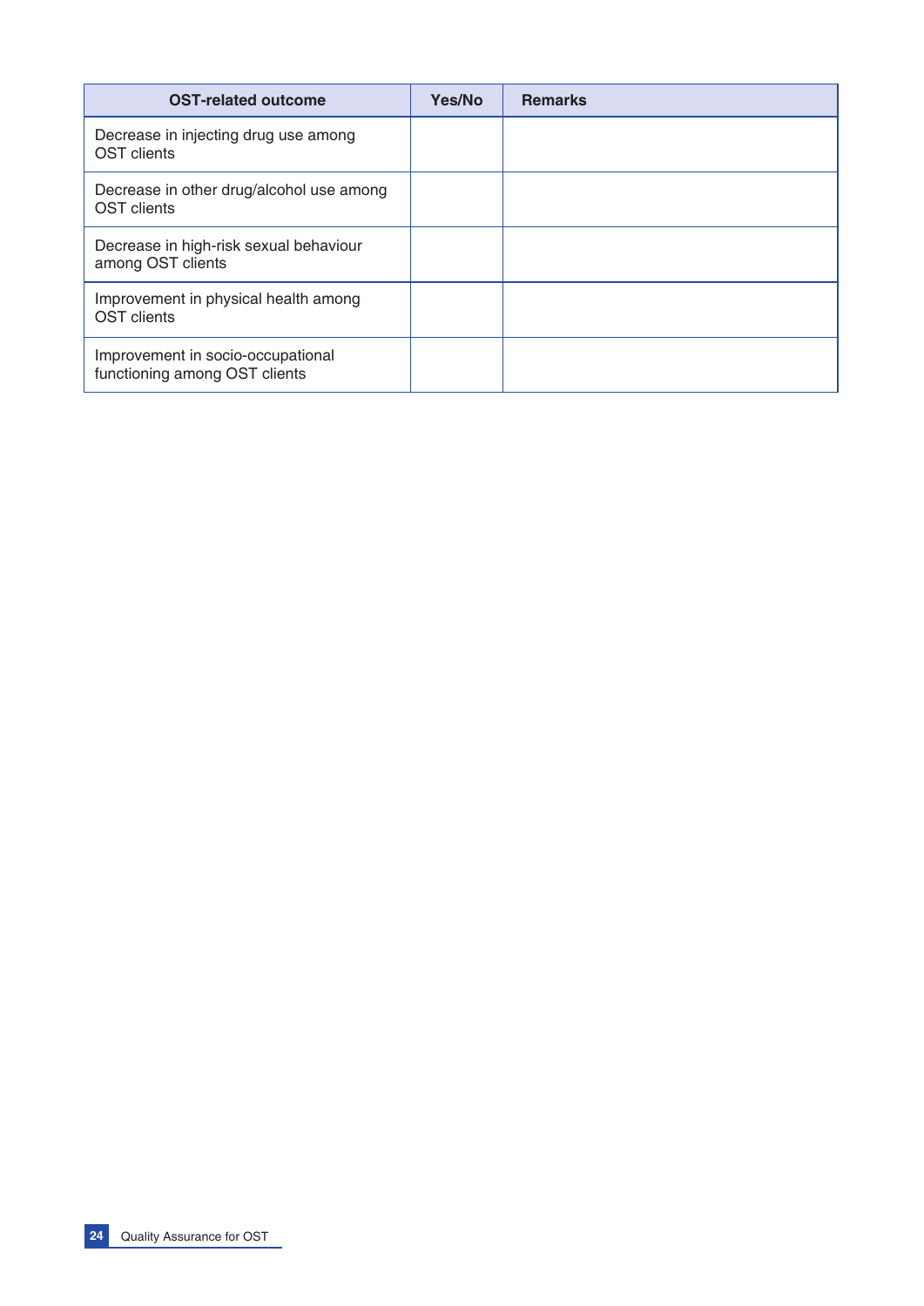| OST-related outcome | Yes/No | Remarks |
| --- | --- | --- |
| Decrease in injecting drug use among OST clients | | |
| Decrease in other drug/alcohol use among OST clients | | |
| Decrease in high-risk sexual behaviour among OST clients | | |
| Improvement in physical health among OST clients | | |
| Improvement in socio-occupational functioning among OST clients | | |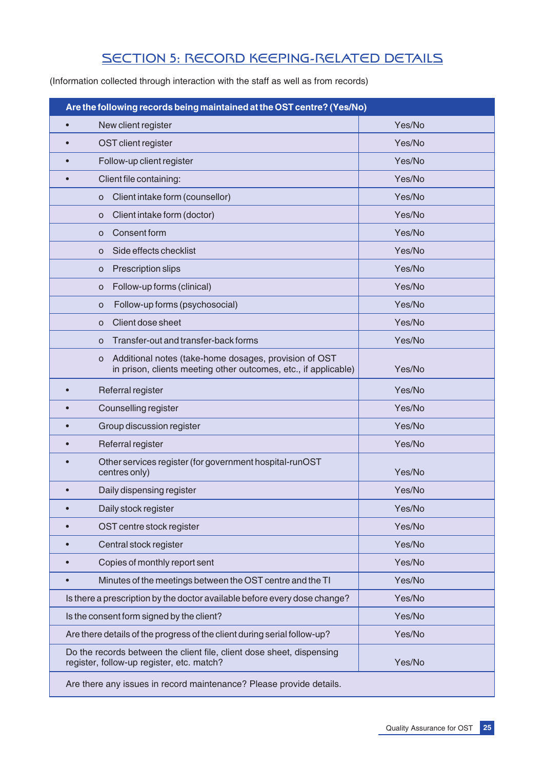## SECTION 5: RECORD KEEPING-RELATED DETAILS

(Information collected through interaction with the staff as well as from records)

| Are the following records being maintained at the OST centre? (Yes/No) | |
|---|---|
| • New client register | Yes/No |
| • OST client register | Yes/No |
| • Follow-up client register | Yes/No |
| • Client file containing: | Yes/No |
| o Client intake form (counsellor) | Yes/No |
| o Client intake form (doctor) | Yes/No |
| o Consent form | Yes/No |
| o Side effects checklist | Yes/No |
| o Prescription slips | Yes/No |
| o Follow-up forms (clinical) | Yes/No |
| o Follow-up forms (psychosocial) | Yes/No |
| o Client dose sheet | Yes/No |
| o Transfer-out and transfer-back forms | Yes/No |
| o Additional notes (take-home dosages, provision of OST in prison, clients meeting other outcomes, etc., if applicable) | Yes/No |
| • Referral register | Yes/No |
| • Counselling register | Yes/No |
| • Group discussion register | Yes/No |
| • Referral register | Yes/No |
| • Other services register (for government hospital-runOST centres only) | Yes/No |
| • Daily dispensing register | Yes/No |
| • Daily stock register | Yes/No |
| • OST centre stock register | Yes/No |
| • Central stock register | Yes/No |
| • Copies of monthly report sent | Yes/No |
| • Minutes of the meetings between the OST centre and the TI | Yes/No |
| Is there a prescription by the doctor available before every dose change? | Yes/No |
| Is the consent form signed by the client? | Yes/No |
| Are there details of the progress of the client during serial follow-up? | Yes/No |
| Do the records between the client file, client dose sheet, dispensing register, follow-up register, etc. match? | Yes/No |
| Are there any issues in record maintenance? Please provide details. | |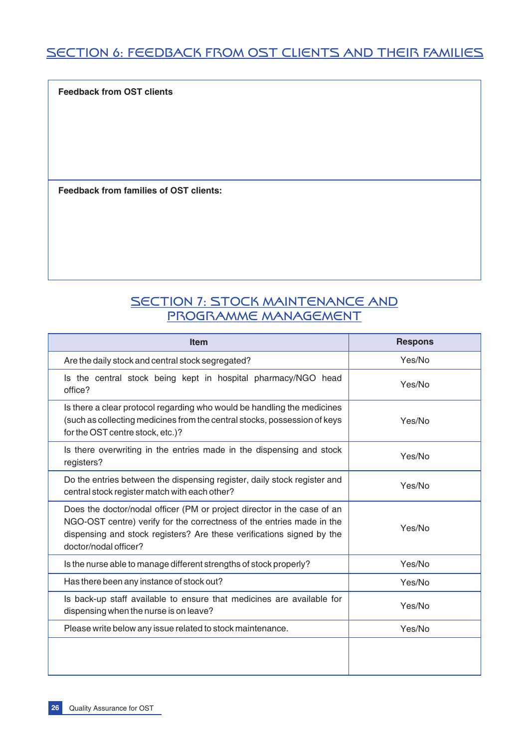## SECTION 6: FEEDBACK FROM OST CLIENTS AND THEIR FAMILIES

| Feedback from OST clients |
| --- |
| |
| **Feedback from families of OST clients:** |
| |

## SECTION 7: STOCK MAINTENANCE AND PROGRAMME MANAGEMENT

| Item | Respons |
| --- | --- |
| Are the daily stock and central stock segregated? | Yes/No |
| Is the central stock being kept in hospital pharmacy/NGO head office? | Yes/No |
| Is there a clear protocol regarding who would be handling the medicines (such as collecting medicines from the central stocks, possession of keys for the OST centre stock, etc.)? | Yes/No |
| Is there overwriting in the entries made in the dispensing and stock registers? | Yes/No |
| Do the entries between the dispensing register, daily stock register and central stock register match with each other? | Yes/No |
| Does the doctor/nodal officer (PM or project director in the case of an NGO-OST centre) verify for the correctness of the entries made in the dispensing and stock registers? Are these verifications signed by the doctor/nodal officer? | Yes/No |
| Is the nurse able to manage different strengths of stock properly? | Yes/No |
| Has there been any instance of stock out? | Yes/No |
| Is back-up staff available to ensure that medicines are available for dispensing when the nurse is on leave? | Yes/No |
| Please write below any issue related to stock maintenance. | Yes/No |
| | |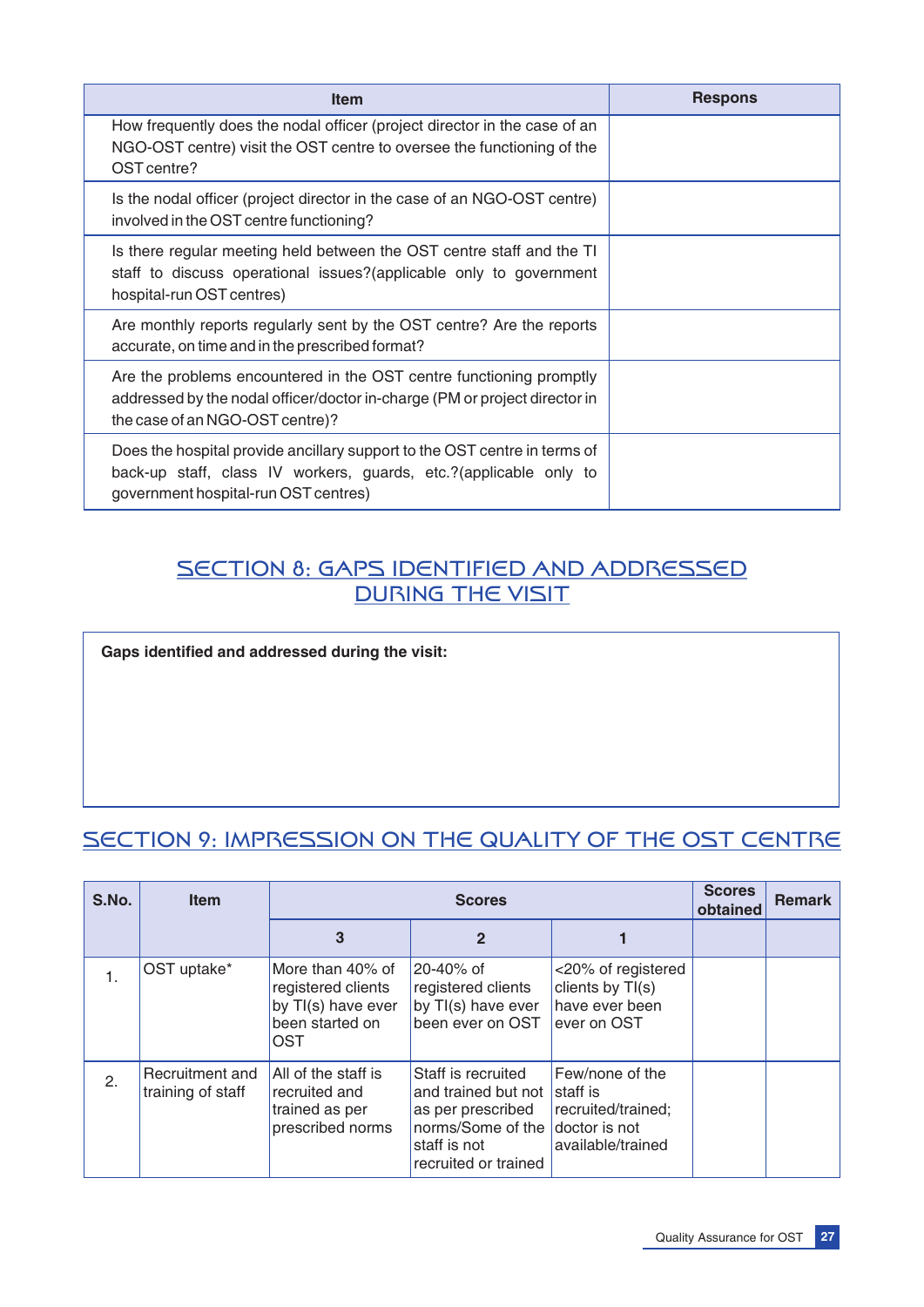| Item | Respons |
|---|---|
| How frequently does the nodal officer (project director in the case of an NGO-OST centre) visit the OST centre to oversee the functioning of the OST centre? | |
| Is the nodal officer (project director in the case of an NGO-OST centre) involved in the OST centre functioning? | |
| Is there regular meeting held between the OST centre staff and the TI staff to discuss operational issues?(applicable only to government hospital-run OST centres) | |
| Are monthly reports regularly sent by the OST centre? Are the reports accurate, on time and in the prescribed format? | |
| Are the problems encountered in the OST centre functioning promptly addressed by the nodal officer/doctor in-charge (PM or project director in the case of an NGO-OST centre)? | |
| Does the hospital provide ancillary support to the OST centre in terms of back-up staff, class IV workers, guards, etc.?(applicable only to government hospital-run OST centres) | |

## SECTION 8: GAPS IDENTIFIED AND ADDRESSED DURING THE VISIT

| **Gaps identified and addressed during the visit:** |
|---|
| |

## SECTION 9: IMPRESSION ON THE QUALITY OF THE OST CENTRE

| S.No. | Item | Scores | | | Scores obtained | Remark |
|---|---|---|---|---|---|---|
| | | 3 | 2 | 1 | | |
| 1. | OST uptake* | More than 40% of registered clients by TI(s) have ever been started on OST | 20-40% of registered clients by TI(s) have ever been ever on OST | <20% of registered clients by TI(s) have ever been ever on OST | | |
| 2. | Recruitment and training of staff | All of the staff is recruited and trained as per prescribed norms | Staff is recruited and trained but not as per prescribed norms/Some of the staff is not recruited or trained | Few/none of the staff is recruited/trained; doctor is not available/trained | | |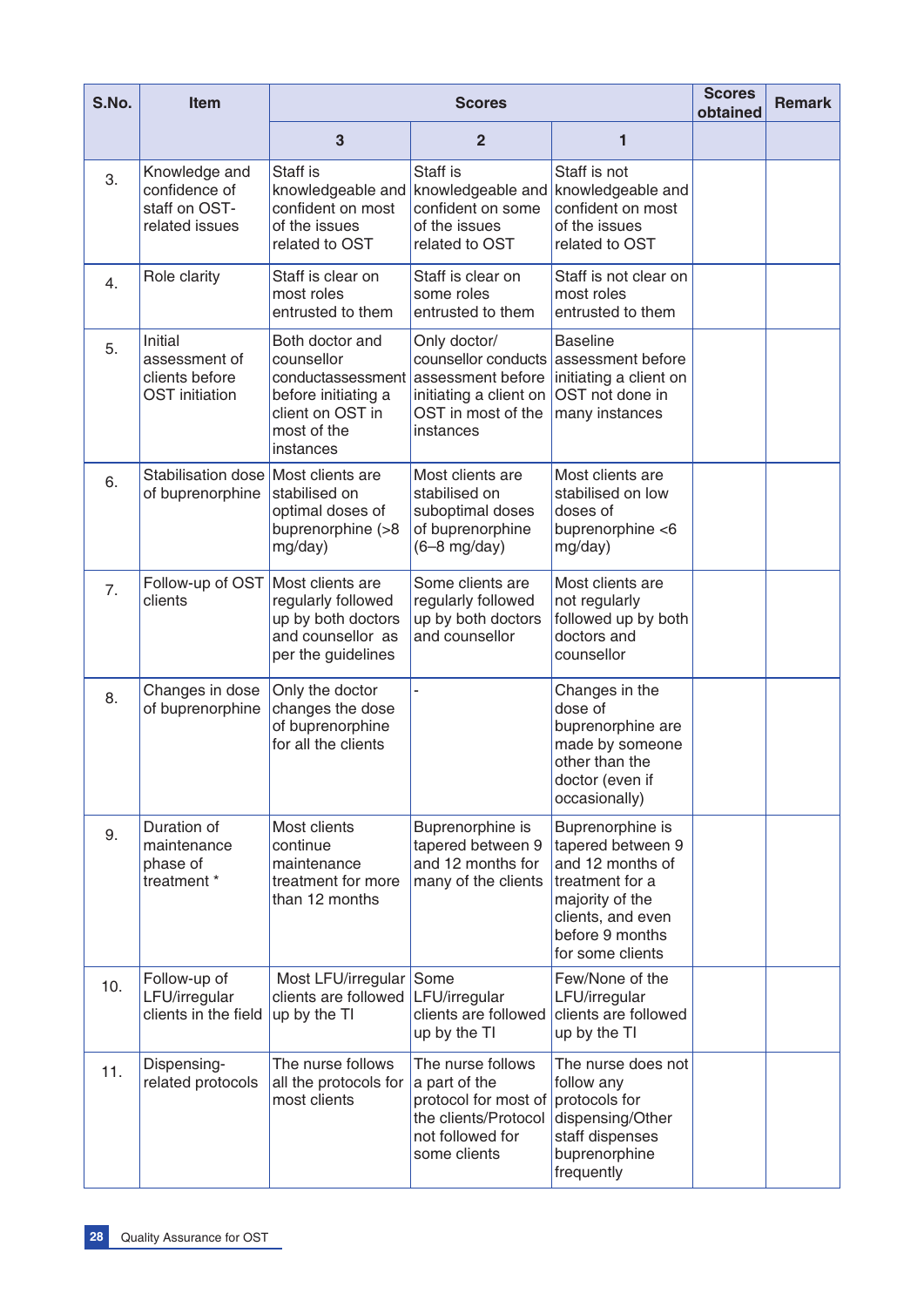| S.No. | Item | Scores | | | Scores obtained | Remark |
|---|---|---|---|---|---|---|
| | | 3 | 2 | 1 | | |
| 3. | Knowledge and confidence of staff on OST-related issues | Staff is knowledgeable and confident on most of the issues related to OST | Staff is knowledgeable and confident on some of the issues related to OST | Staff is not knowledgeable and confident on most of the issues related to OST | | |
| 4. | Role clarity | Staff is clear on most roles entrusted to them | Staff is clear on some roles entrusted to them | Staff is not clear on most roles entrusted to them | | |
| 5. | Initial assessment of clients before OST initiation | Both doctor and counsellor conductassessment before initiating a client on OST in most of the instances | Only doctor/ counsellor conducts assessment before initiating a client on OST in most of the instances | Baseline assessment before initiating a client on OST not done in many instances | | |
| 6. | Stabilisation dose of buprenorphine | Most clients are stabilised on optimal doses of buprenorphine (>8 mg/day) | Most clients are stabilised on suboptimal doses of buprenorphine (6–8 mg/day) | Most clients are stabilised on low doses of buprenorphine <6 mg/day) | | |
| 7. | Follow-up of OST clients | Most clients are regularly followed up by both doctors and counsellor as per the guidelines | Some clients are regularly followed up by both doctors and counsellor | Most clients are not regularly followed up by both doctors and counsellor | | |
| 8. | Changes in dose of buprenorphine | Only the doctor changes the dose of buprenorphine for all the clients | - | Changes in the dose of buprenorphine are made by someone other than the doctor (even if occasionally) | | |
| 9. | Duration of maintenance phase of treatment * | Most clients continue maintenance treatment for more than 12 months | Buprenorphine is tapered between 9 and 12 months for many of the clients | Buprenorphine is tapered between 9 and 12 months of treatment for a majority of the clients, and even before 9 months for some clients | | |
| 10. | Follow-up of LFU/irregular clients in the field | Most LFU/irregular clients are followed up by the TI | Some LFU/irregular clients are followed up by the TI | Few/None of the LFU/irregular clients are followed up by the TI | | |
| 11. | Dispensing-related protocols | The nurse follows all the protocols for most clients | The nurse follows a part of the protocol for most of the clients/Protocol not followed for some clients | The nurse does not follow any protocols for dispensing/Other staff dispenses buprenorphine frequently | | |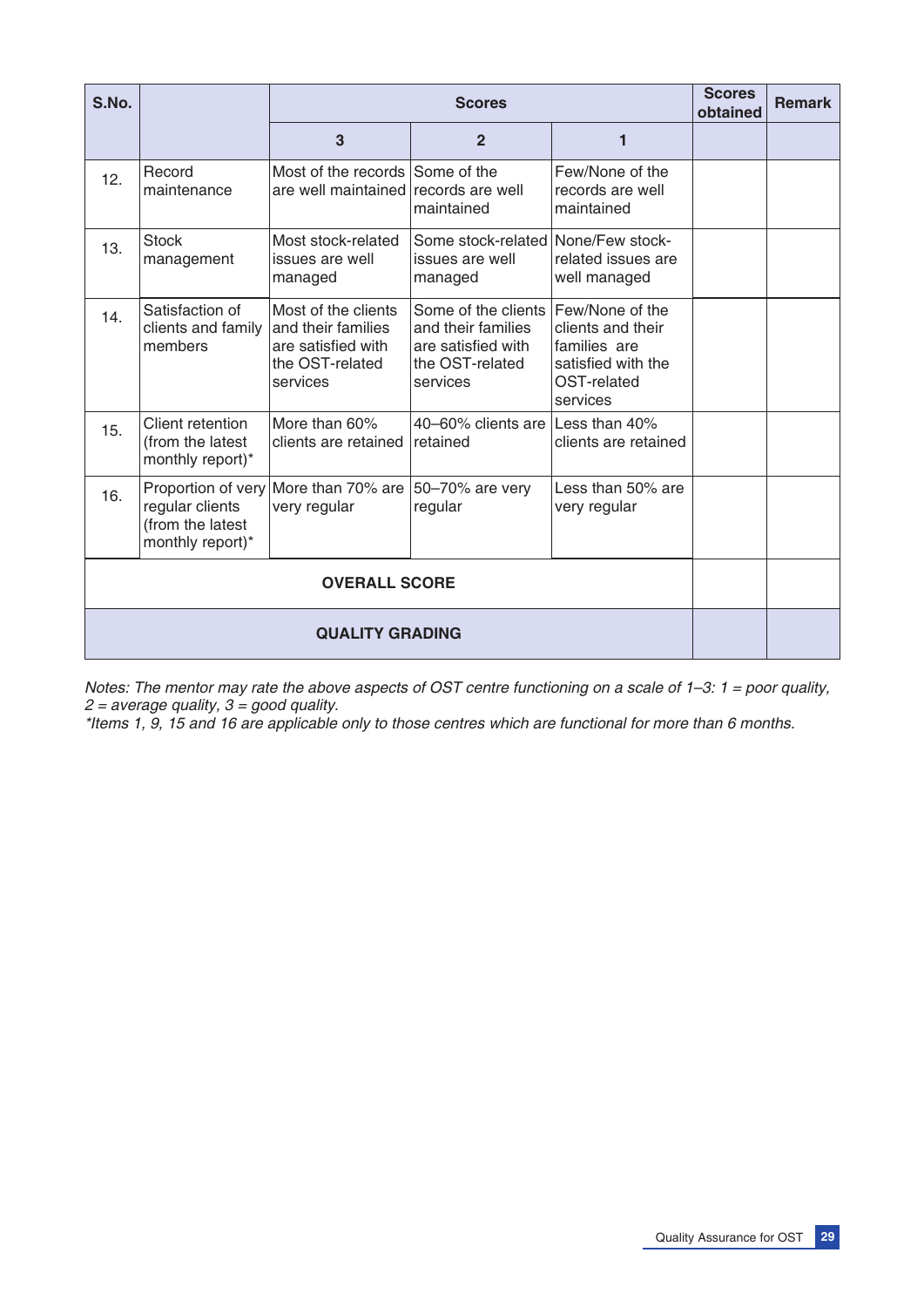| S.No. | | Scores | | | Scores obtained | Remark |
|---|---|---|---|---|---|---|
| | | **3** | **2** | **1** | | |
| 12. | Record maintenance | Most of the records are well maintained | Some of the records are well maintained | Few/None of the records are well maintained | | |
| 13. | Stock management | Most stock-related issues are well managed | Some stock-related issues are well managed | None/Few stock-related issues are well managed | | |
| 14. | Satisfaction of clients and family members | Most of the clients and their families are satisfied with the OST-related services | Some of the clients and their families are satisfied with the OST-related services | Few/None of the clients and their families are satisfied with the OST-related services | | |
| 15. | Client retention (from the latest monthly report)* | More than 60% clients are retained | 40–60% clients are retained | Less than 40% clients are retained | | |
| 16. | Proportion of very regular clients (from the latest monthly report)* | More than 70% are very regular | 50–70% are very regular | Less than 50% are very regular | | |
| **OVERALL SCORE** | | | | | | |
| **QUALITY GRADING** | | | | | | |

*Notes: The mentor may rate the above aspects of OST centre functioning on a scale of 1–3: 1 = poor quality, 2 = average quality, 3 = good quality.*

*\*Items 1, 9, 15 and 16 are applicable only to those centres which are functional for more than 6 months.*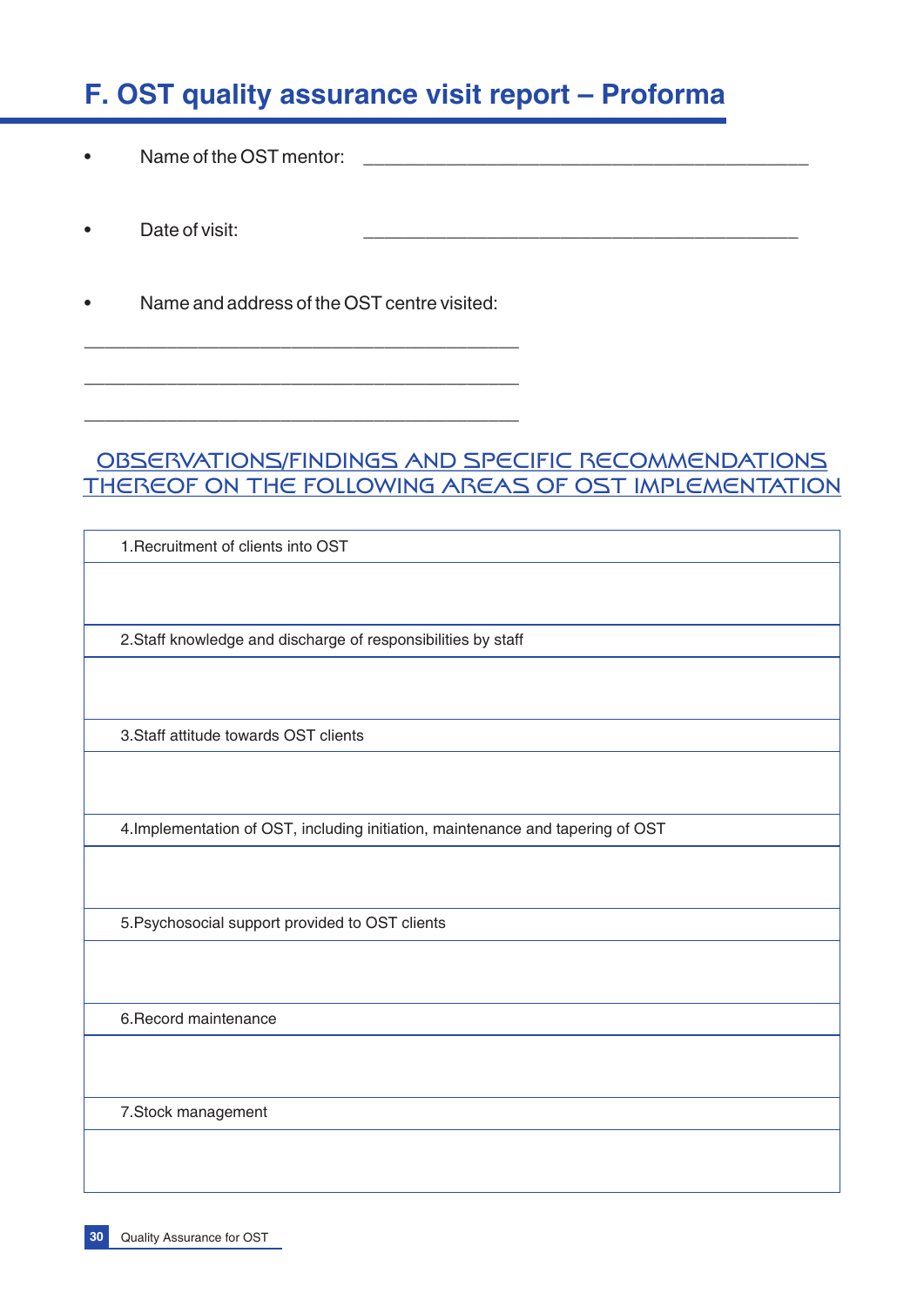# F. OST quality assurance visit report – Proforma

- Name of the OST mentor: ____________________________________________

- Date of visit: ____________________________________________

- Name and address of the OST centre visited:

____________________________________________

____________________________________________

____________________________________________

## OBSERVATIONS/FINDINGS AND SPECIFIC RECOMMENDATIONS THEREOF ON THE FOLLOWING AREAS OF OST IMPLEMENTATION

| 1.Recruitment of clients into OST |
|---|
| |
| 2.Staff knowledge and discharge of responsibilities by staff |
| |
| 3.Staff attitude towards OST clients |
| |
| 4.Implementation of OST, including initiation, maintenance and tapering of OST |
| |
| 5.Psychosocial support provided to OST clients |
| |
| 6.Record maintenance |
| |
| 7.Stock management |
| |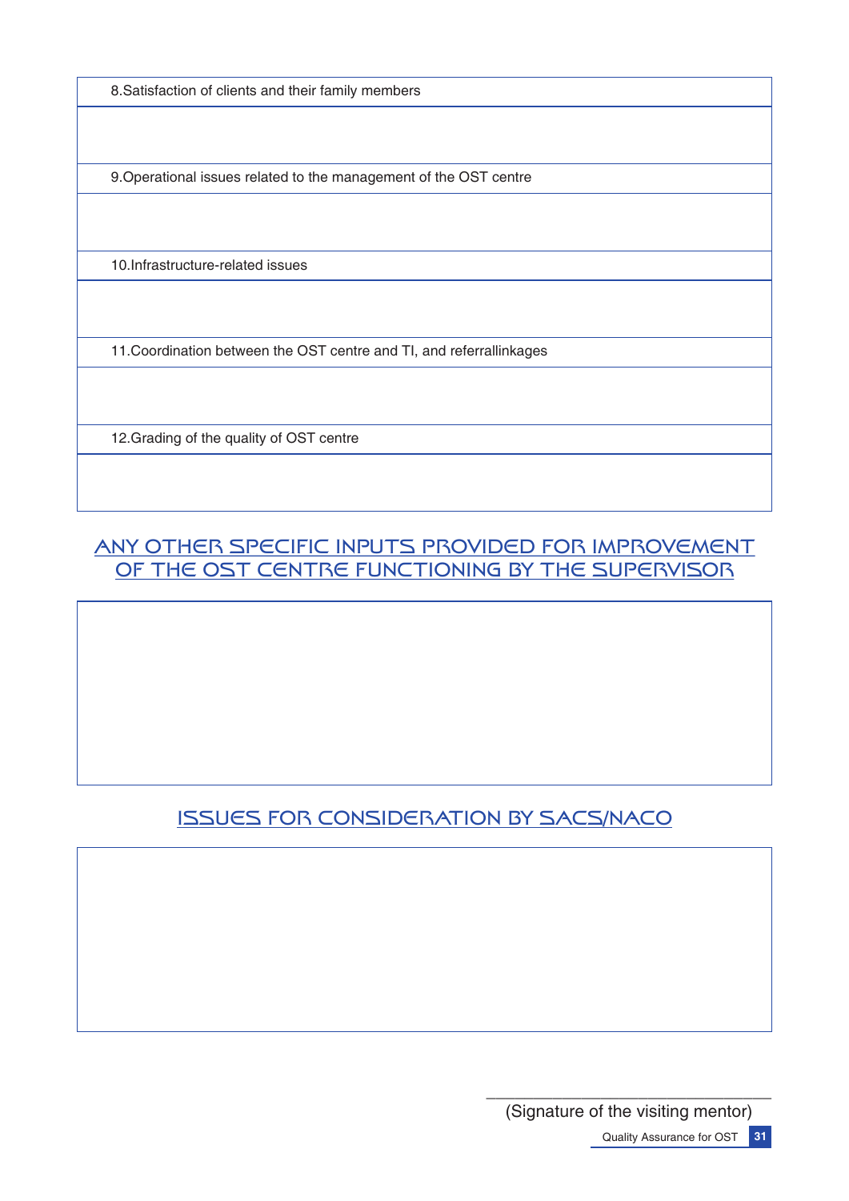| 8.Satisfaction of clients and their family members |
|---|
| |
| 9.Operational issues related to the management of the OST centre |
| |
| 10.Infrastructure-related issues |
| |
| 11.Coordination between the OST centre and TI, and referrallinkages |
| |
| 12.Grading of the quality of OST centre |
| |

## ANY OTHER SPECIFIC INPUTS PROVIDED FOR IMPROVEMENT OF THE OST CENTRE FUNCTIONING BY THE SUPERVISOR

## ISSUES FOR CONSIDERATION BY SACS/NACO

\_\_\_\_\_\_\_\_\_\_\_\_\_\_\_\_\_\_\_\_\_\_\_\_\_\_\_\_\_\_\_\_

(Signature of the visiting mentor)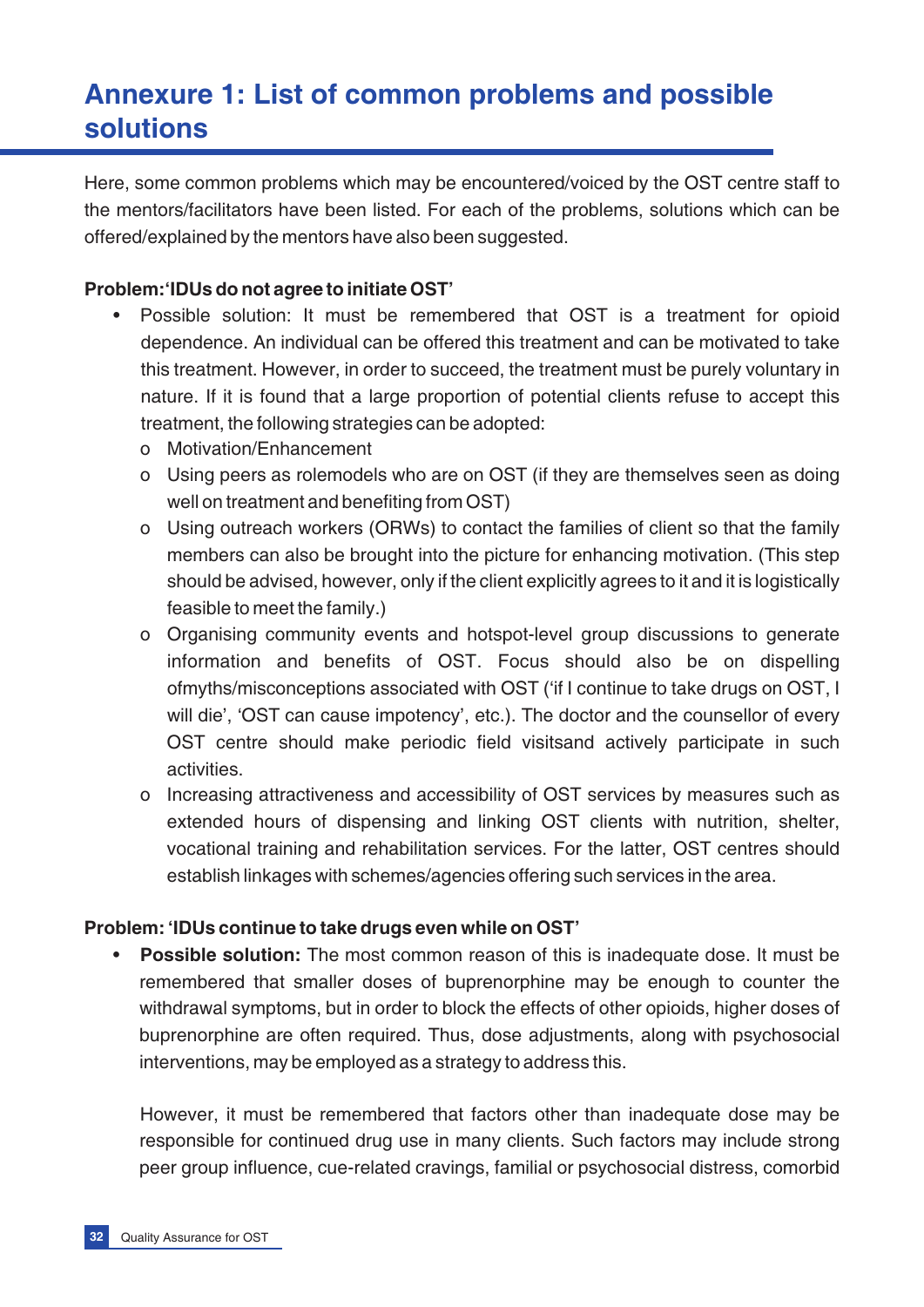# Annexure 1: List of common problems and possible solutions

Here, some common problems which may be encountered/voiced by the OST centre staff to the mentors/facilitators have been listed. For each of the problems, solutions which can be offered/explained by the mentors have also been suggested.

**Problem:'IDUs do not agree to initiate OST'**

- Possible solution: It must be remembered that OST is a treatment for opioid dependence. An individual can be offered this treatment and can be motivated to take this treatment. However, in order to succeed, the treatment must be purely voluntary in nature. If it is found that a large proportion of potential clients refuse to accept this treatment, the following strategies can be adopted:
  - Motivation/Enhancement
  - Using peers as rolemodels who are on OST (if they are themselves seen as doing well on treatment and benefiting from OST)
  - Using outreach workers (ORWs) to contact the families of client so that the family members can also be brought into the picture for enhancing motivation. (This step should be advised, however, only if the client explicitly agrees to it and it is logistically feasible to meet the family.)
  - Organising community events and hotspot-level group discussions to generate information and benefits of OST. Focus should also be on dispelling ofmyths/misconceptions associated with OST ('if I continue to take drugs on OST, I will die', 'OST can cause impotency', etc.). The doctor and the counsellor of every OST centre should make periodic field visitsand actively participate in such activities.
  - Increasing attractiveness and accessibility of OST services by measures such as extended hours of dispensing and linking OST clients with nutrition, shelter, vocational training and rehabilitation services. For the latter, OST centres should establish linkages with schemes/agencies offering such services in the area.

**Problem: 'IDUs continue to take drugs even while on OST'**

- **Possible solution:** The most common reason of this is inadequate dose. It must be remembered that smaller doses of buprenorphine may be enough to counter the withdrawal symptoms, but in order to block the effects of other opioids, higher doses of buprenorphine are often required. Thus, dose adjustments, along with psychosocial interventions, may be employed as a strategy to address this.

  However, it must be remembered that factors other than inadequate dose may be responsible for continued drug use in many clients. Such factors may include strong peer group influence, cue-related cravings, familial or psychosocial distress, comorbid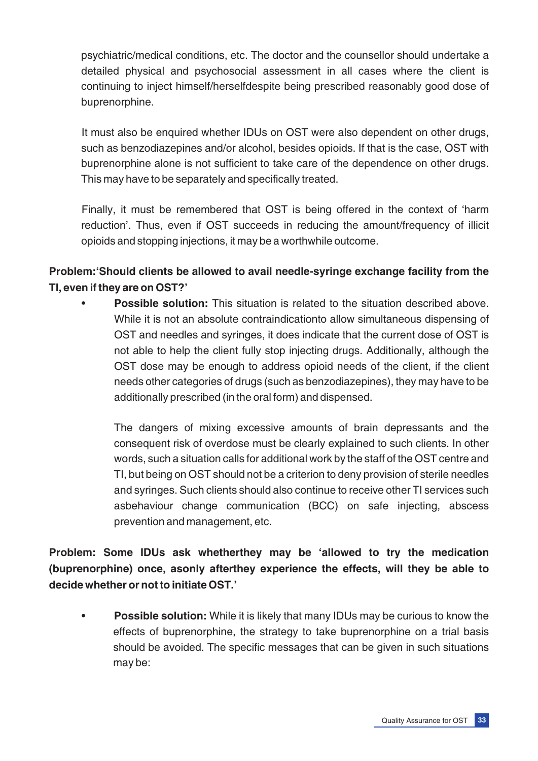psychiatric/medical conditions, etc. The doctor and the counsellor should undertake a detailed physical and psychosocial assessment in all cases where the client is continuing to inject himself/herselfdespite being prescribed reasonably good dose of buprenorphine.

It must also be enquired whether IDUs on OST were also dependent on other drugs, such as benzodiazepines and/or alcohol, besides opioids. If that is the case, OST with buprenorphine alone is not sufficient to take care of the dependence on other drugs. This may have to be separately and specifically treated.

Finally, it must be remembered that OST is being offered in the context of 'harm reduction'. Thus, even if OST succeeds in reducing the amount/frequency of illicit opioids and stopping injections, it may be a worthwhile outcome.

**Problem:'Should clients be allowed to avail needle-syringe exchange facility from the TI, even if they are on OST?'**

- **Possible solution:** This situation is related to the situation described above. While it is not an absolute contraindicationto allow simultaneous dispensing of OST and needles and syringes, it does indicate that the current dose of OST is not able to help the client fully stop injecting drugs. Additionally, although the OST dose may be enough to address opioid needs of the client, if the client needs other categories of drugs (such as benzodiazepines), they may have to be additionally prescribed (in the oral form) and dispensed.

  The dangers of mixing excessive amounts of brain depressants and the consequent risk of overdose must be clearly explained to such clients. In other words, such a situation calls for additional work by the staff of the OST centre and TI, but being on OST should not be a criterion to deny provision of sterile needles and syringes. Such clients should also continue to receive other TI services such asbehaviour change communication (BCC) on safe injecting, abscess prevention and management, etc.

**Problem: Some IDUs ask whetherthey may be 'allowed to try the medication (buprenorphine) once, asonly afterthey experience the effects, will they be able to decide whether or not to initiate OST.'**

- **Possible solution:** While it is likely that many IDUs may be curious to know the effects of buprenorphine, the strategy to take buprenorphine on a trial basis should be avoided. The specific messages that can be given in such situations may be: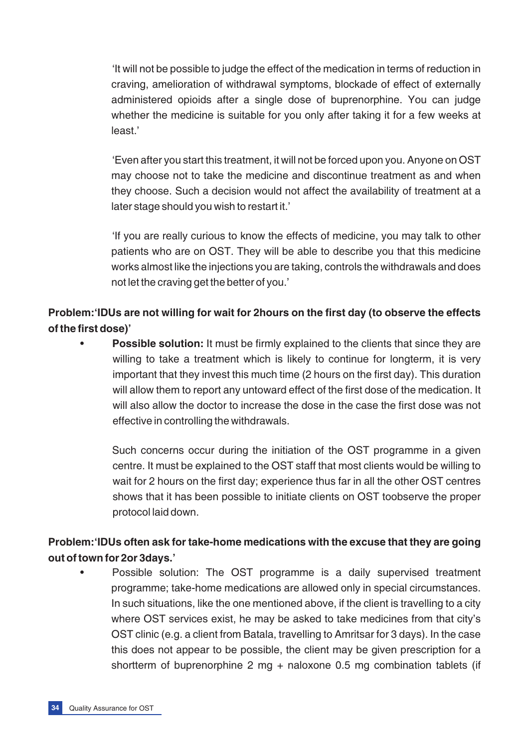'It will not be possible to judge the effect of the medication in terms of reduction in craving, amelioration of withdrawal symptoms, blockade of effect of externally administered opioids after a single dose of buprenorphine. You can judge whether the medicine is suitable for you only after taking it for a few weeks at least.'

'Even after you start this treatment, it will not be forced upon you. Anyone on OST may choose not to take the medicine and discontinue treatment as and when they choose. Such a decision would not affect the availability of treatment at a later stage should you wish to restart it.'

'If you are really curious to know the effects of medicine, you may talk to other patients who are on OST. They will be able to describe you that this medicine works almost like the injections you are taking, controls the withdrawals and does not let the craving get the better of you.'

**Problem:'IDUs are not willing for wait for 2hours on the first day (to observe the effects of the first dose)'**

- **Possible solution:** It must be firmly explained to the clients that since they are willing to take a treatment which is likely to continue for longterm, it is very important that they invest this much time (2 hours on the first day). This duration will allow them to report any untoward effect of the first dose of the medication. It will also allow the doctor to increase the dose in the case the first dose was not effective in controlling the withdrawals.

  Such concerns occur during the initiation of the OST programme in a given centre. It must be explained to the OST staff that most clients would be willing to wait for 2 hours on the first day; experience thus far in all the other OST centres shows that it has been possible to initiate clients on OST toobserve the proper protocol laid down.

**Problem:'IDUs often ask for take-home medications with the excuse that they are going out of town for 2or 3days.'**

- Possible solution: The OST programme is a daily supervised treatment programme; take-home medications are allowed only in special circumstances. In such situations, like the one mentioned above, if the client is travelling to a city where OST services exist, he may be asked to take medicines from that city's OST clinic (e.g. a client from Batala, travelling to Amritsar for 3 days). In the case this does not appear to be possible, the client may be given prescription for a shortterm of buprenorphine 2 mg + naloxone 0.5 mg combination tablets (if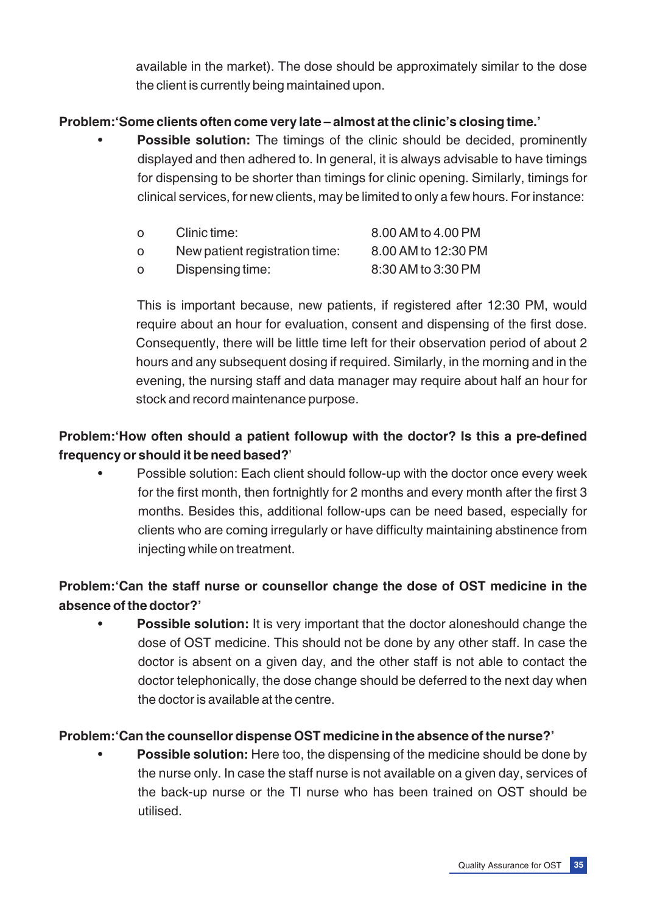available in the market). The dose should be approximately similar to the dose the client is currently being maintained upon.

**Problem:'Some clients often come very late – almost at the clinic's closing time.'**

- **Possible solution:** The timings of the clinic should be decided, prominently displayed and then adhered to. In general, it is always advisable to have timings for dispensing to be shorter than timings for clinic opening. Similarly, timings for clinical services, for new clients, may be limited to only a few hours. For instance:

  - o Clinic time: 8.00 AM to 4.00 PM
  - o New patient registration time: 8.00 AM to 12:30 PM
  - o Dispensing time: 8:30 AM to 3:30 PM

  This is important because, new patients, if registered after 12:30 PM, would require about an hour for evaluation, consent and dispensing of the first dose. Consequently, there will be little time left for their observation period of about 2 hours and any subsequent dosing if required. Similarly, in the morning and in the evening, the nursing staff and data manager may require about half an hour for stock and record maintenance purpose.

**Problem:'How often should a patient followup with the doctor? Is this a pre-defined frequency or should it be need based?'**

- Possible solution: Each client should follow-up with the doctor once every week for the first month, then fortnightly for 2 months and every month after the first 3 months. Besides this, additional follow-ups can be need based, especially for clients who are coming irregularly or have difficulty maintaining abstinence from injecting while on treatment.

**Problem:'Can the staff nurse or counsellor change the dose of OST medicine in the absence of the doctor?'**

- **Possible solution:** It is very important that the doctor aloneshould change the dose of OST medicine. This should not be done by any other staff. In case the doctor is absent on a given day, and the other staff is not able to contact the doctor telephonically, the dose change should be deferred to the next day when the doctor is available at the centre.

**Problem:'Can the counsellor dispense OST medicine in the absence of the nurse?'**

- **Possible solution:** Here too, the dispensing of the medicine should be done by the nurse only. In case the staff nurse is not available on a given day, services of the back-up nurse or the TI nurse who has been trained on OST should be utilised.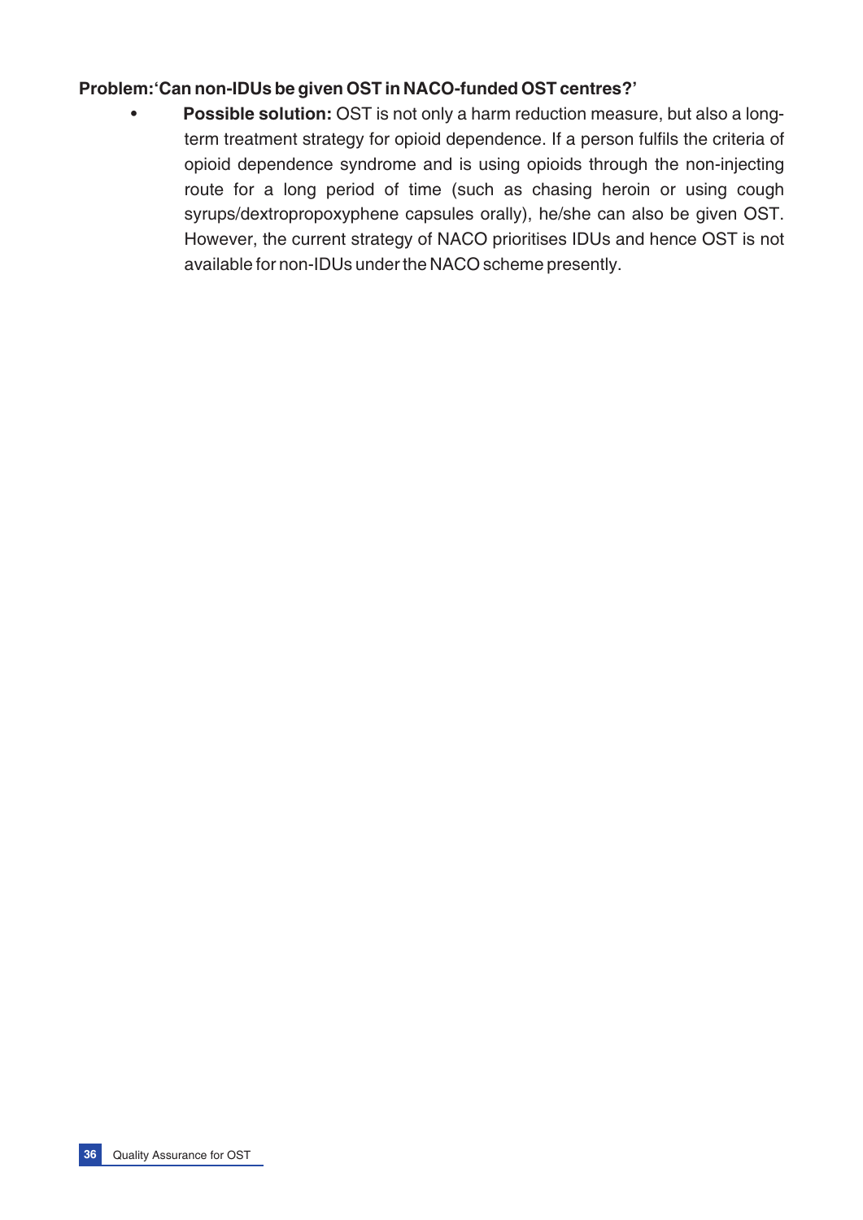**Problem: 'Can non-IDUs be given OST in NACO-funded OST centres?'**

- **Possible solution:** OST is not only a harm reduction measure, but also a long-term treatment strategy for opioid dependence. If a person fulfils the criteria of opioid dependence syndrome and is using opioids through the non-injecting route for a long period of time (such as chasing heroin or using cough syrups/dextropropoxyphene capsules orally), he/she can also be given OST. However, the current strategy of NACO prioritises IDUs and hence OST is not available for non-IDUs under the NACO scheme presently.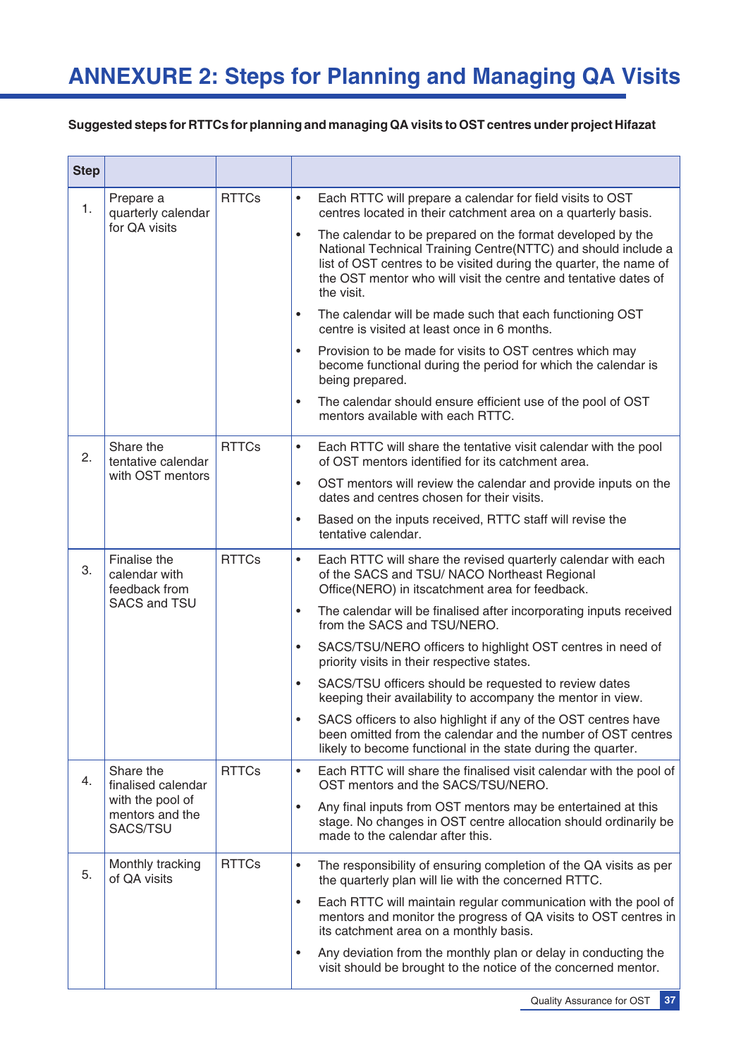# ANNEXURE 2: Steps for Planning and Managing QA Visits

**Suggested steps for RTTCs for planning and managing QA visits to OST centres under project Hifazat**

| Step | | | |
|---|---|---|---|
| 1. | Prepare a quarterly calendar for QA visits | RTTCs | • Each RTTC will prepare a calendar for field visits to OST centres located in their catchment area on a quarterly basis.<br>• The calendar to be prepared on the format developed by the National Technical Training Centre(NTTC) and should include a list of OST centres to be visited during the quarter, the name of the OST mentor who will visit the centre and tentative dates of the visit.<br>• The calendar will be made such that each functioning OST centre is visited at least once in 6 months.<br>• Provision to be made for visits to OST centres which may become functional during the period for which the calendar is being prepared.<br>• The calendar should ensure efficient use of the pool of OST mentors available with each RTTC. |
| 2. | Share the tentative calendar with OST mentors | RTTCs | • Each RTTC will share the tentative visit calendar with the pool of OST mentors identified for its catchment area.<br>• OST mentors will review the calendar and provide inputs on the dates and centres chosen for their visits.<br>• Based on the inputs received, RTTC staff will revise the tentative calendar. |
| 3. | Finalise the calendar with feedback from SACS and TSU | RTTCs | • Each RTTC will share the revised quarterly calendar with each of the SACS and TSU/ NACO Northeast Regional Office(NERO) in itscatchment area for feedback.<br>• The calendar will be finalised after incorporating inputs received from the SACS and TSU/NERO.<br>• SACS/TSU/NERO officers to highlight OST centres in need of priority visits in their respective states.<br>• SACS/TSU officers should be requested to review dates keeping their availability to accompany the mentor in view.<br>• SACS officers to also highlight if any of the OST centres have been omitted from the calendar and the number of OST centres likely to become functional in the state during the quarter. |
| 4. | Share the finalised calendar with the pool of mentors and the SACS/TSU | RTTCs | • Each RTTC will share the finalised visit calendar with the pool of OST mentors and the SACS/TSU/NERO.<br>• Any final inputs from OST mentors may be entertained at this stage. No changes in OST centre allocation should ordinarily be made to the calendar after this. |
| 5. | Monthly tracking of QA visits | RTTCs | • The responsibility of ensuring completion of the QA visits as per the quarterly plan will lie with the concerned RTTC.<br>• Each RTTC will maintain regular communication with the pool of mentors and monitor the progress of QA visits to OST centres in its catchment area on a monthly basis.<br>• Any deviation from the monthly plan or delay in conducting the visit should be brought to the notice of the concerned mentor. |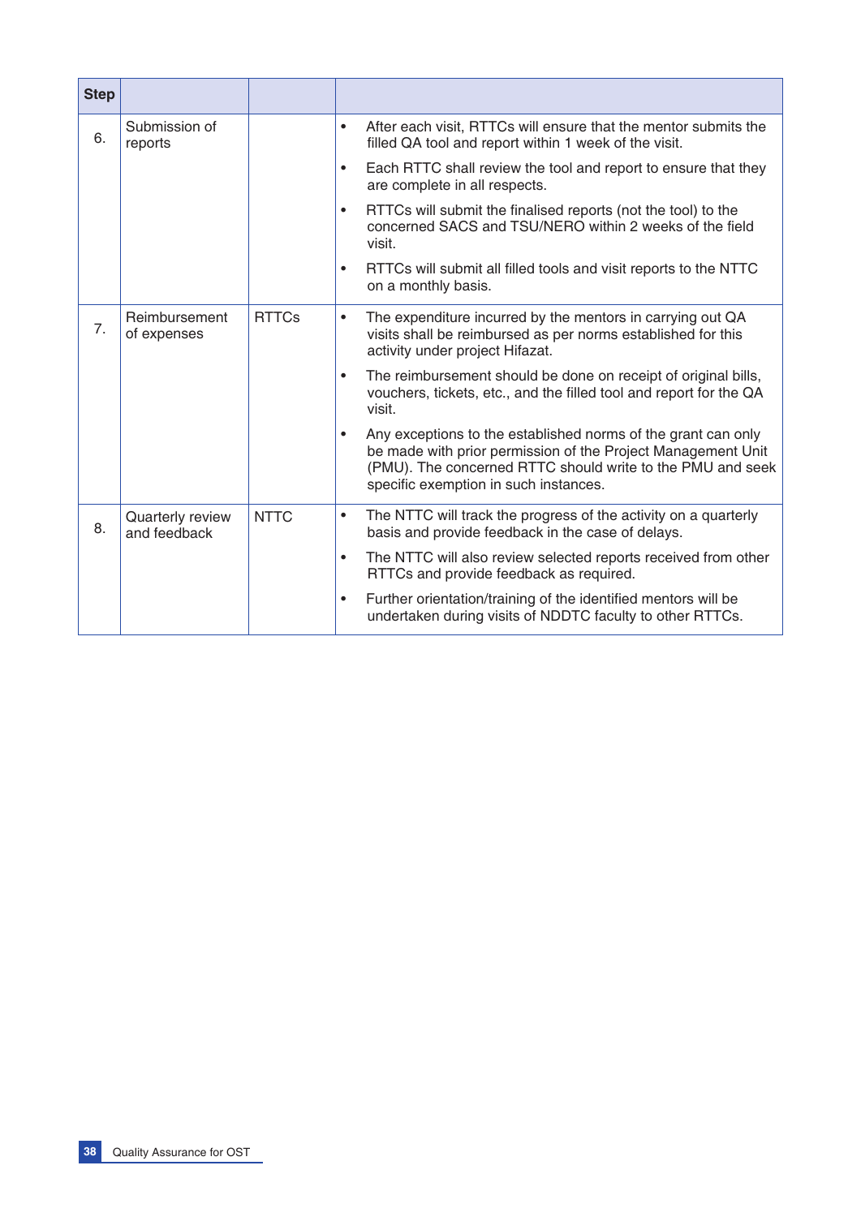| Step | | | |
|---|---|---|---|
| 6. | Submission of reports | | • After each visit, RTTCs will ensure that the mentor submits the filled QA tool and report within 1 week of the visit.<br>• Each RTTC shall review the tool and report to ensure that they are complete in all respects.<br>• RTTCs will submit the finalised reports (not the tool) to the concerned SACS and TSU/NERO within 2 weeks of the field visit.<br>• RTTCs will submit all filled tools and visit reports to the NTTC on a monthly basis. |
| 7. | Reimbursement of expenses | RTTCs | • The expenditure incurred by the mentors in carrying out QA visits shall be reimbursed as per norms established for this activity under project Hifazat.<br>• The reimbursement should be done on receipt of original bills, vouchers, tickets, etc., and the filled tool and report for the QA visit.<br>• Any exceptions to the established norms of the grant can only be made with prior permission of the Project Management Unit (PMU). The concerned RTTC should write to the PMU and seek specific exemption in such instances. |
| 8. | Quarterly review and feedback | NTTC | • The NTTC will track the progress of the activity on a quarterly basis and provide feedback in the case of delays.<br>• The NTTC will also review selected reports received from other RTTCs and provide feedback as required.<br>• Further orientation/training of the identified mentors will be undertaken during visits of NDDTC faculty to other RTTCs. |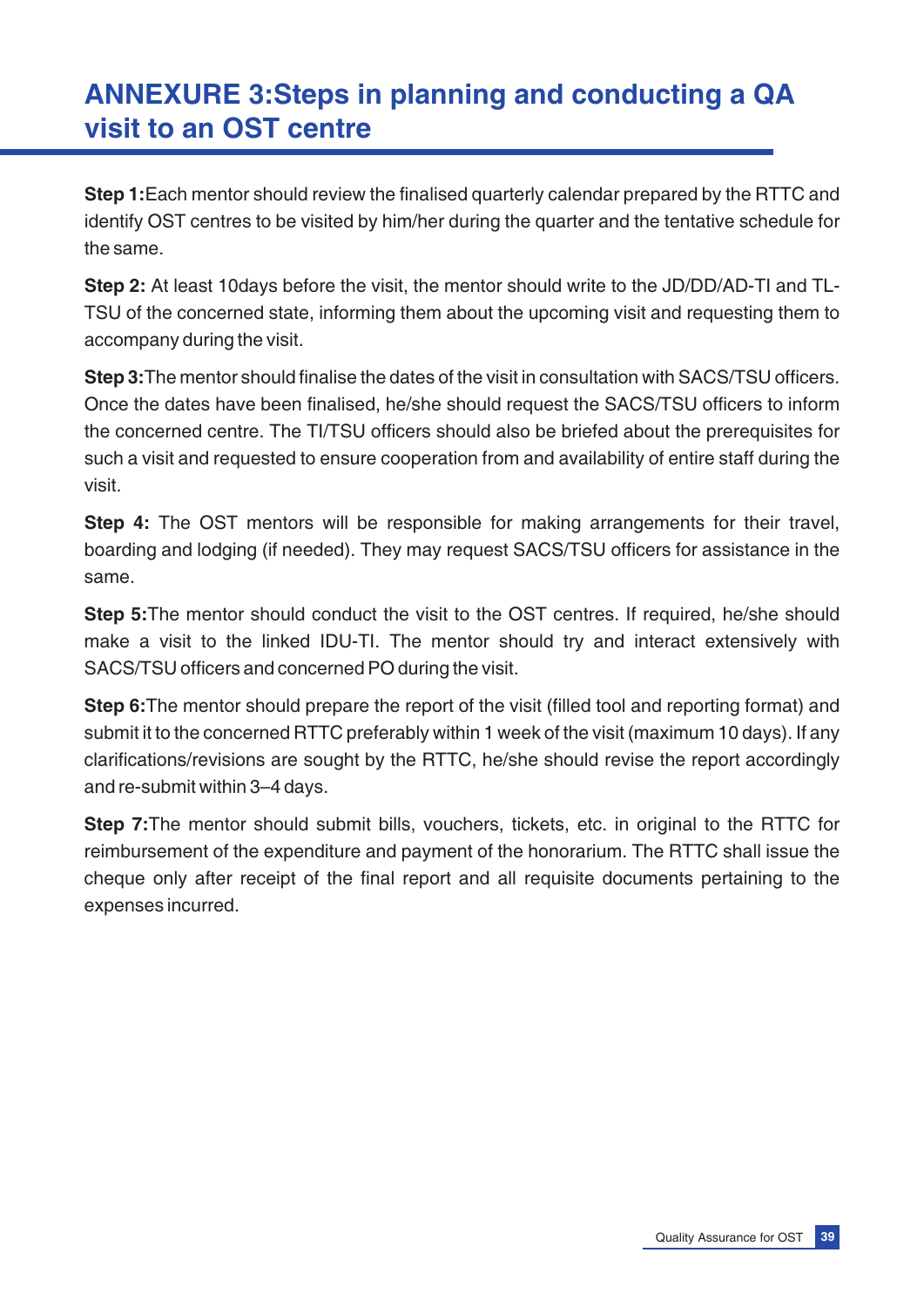# ANNEXURE 3:Steps in planning and conducting a QA visit to an OST centre

**Step 1:**Each mentor should review the finalised quarterly calendar prepared by the RTTC and identify OST centres to be visited by him/her during the quarter and the tentative schedule for the same.

**Step 2:** At least 10days before the visit, the mentor should write to the JD/DD/AD-TI and TL-TSU of the concerned state, informing them about the upcoming visit and requesting them to accompany during the visit.

**Step 3:**The mentor should finalise the dates of the visit in consultation with SACS/TSU officers. Once the dates have been finalised, he/she should request the SACS/TSU officers to inform the concerned centre. The TI/TSU officers should also be briefed about the prerequisites for such a visit and requested to ensure cooperation from and availability of entire staff during the visit.

**Step 4:** The OST mentors will be responsible for making arrangements for their travel, boarding and lodging (if needed). They may request SACS/TSU officers for assistance in the same.

**Step 5:**The mentor should conduct the visit to the OST centres. If required, he/she should make a visit to the linked IDU-TI. The mentor should try and interact extensively with SACS/TSU officers and concerned PO during the visit.

**Step 6:**The mentor should prepare the report of the visit (filled tool and reporting format) and submit it to the concerned RTTC preferably within 1 week of the visit (maximum 10 days). If any clarifications/revisions are sought by the RTTC, he/she should revise the report accordingly and re-submit within 3–4 days.

**Step 7:**The mentor should submit bills, vouchers, tickets, etc. in original to the RTTC for reimbursement of the expenditure and payment of the honorarium. The RTTC shall issue the cheque only after receipt of the final report and all requisite documents pertaining to the expenses incurred.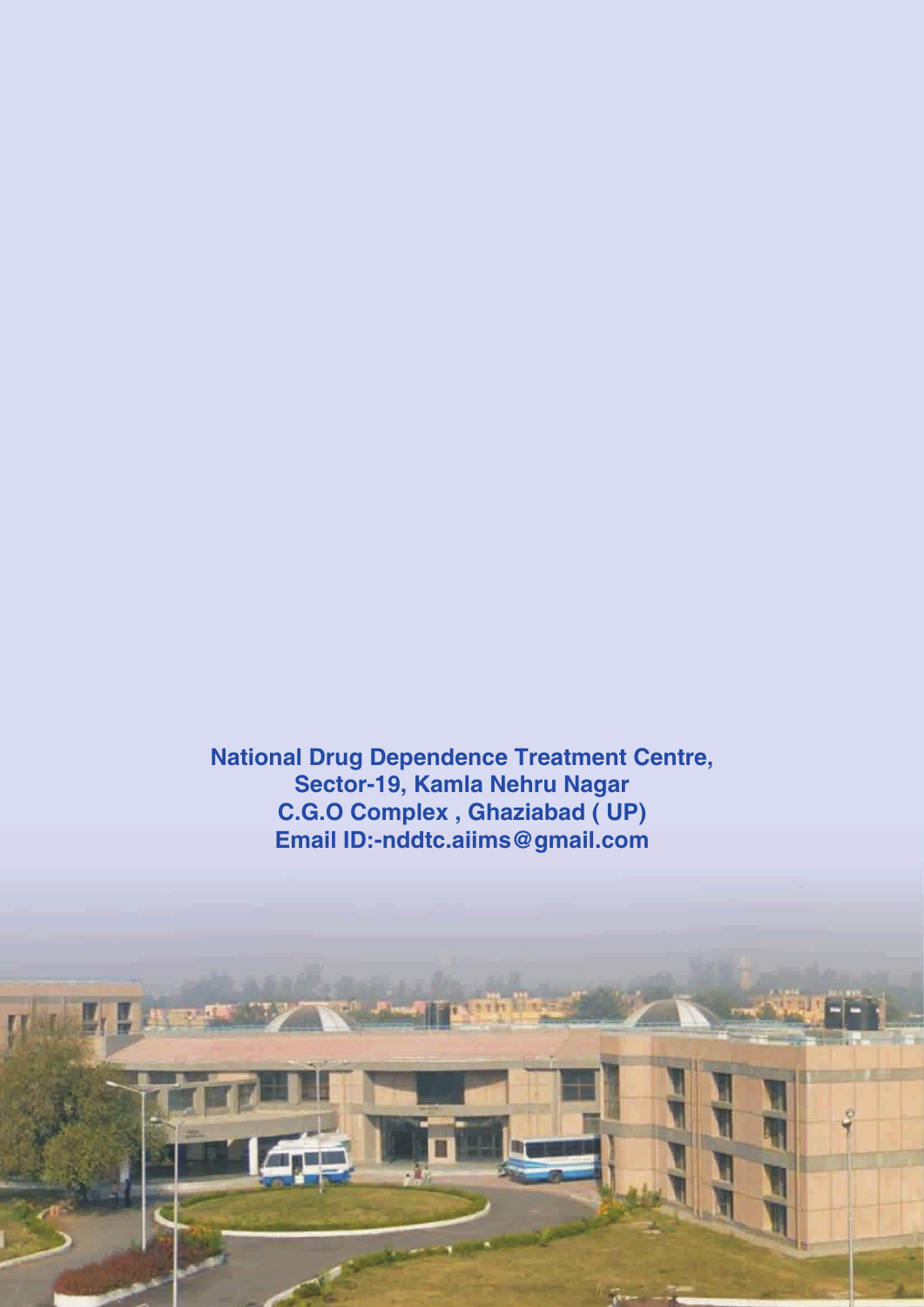**National Drug Dependence Treatment Centre,**
**Sector-19, Kamla Nehru Nagar**
**C.G.O Complex , Ghaziabad ( UP)**
**Email ID:-nddtc.aiims@gmail.com**